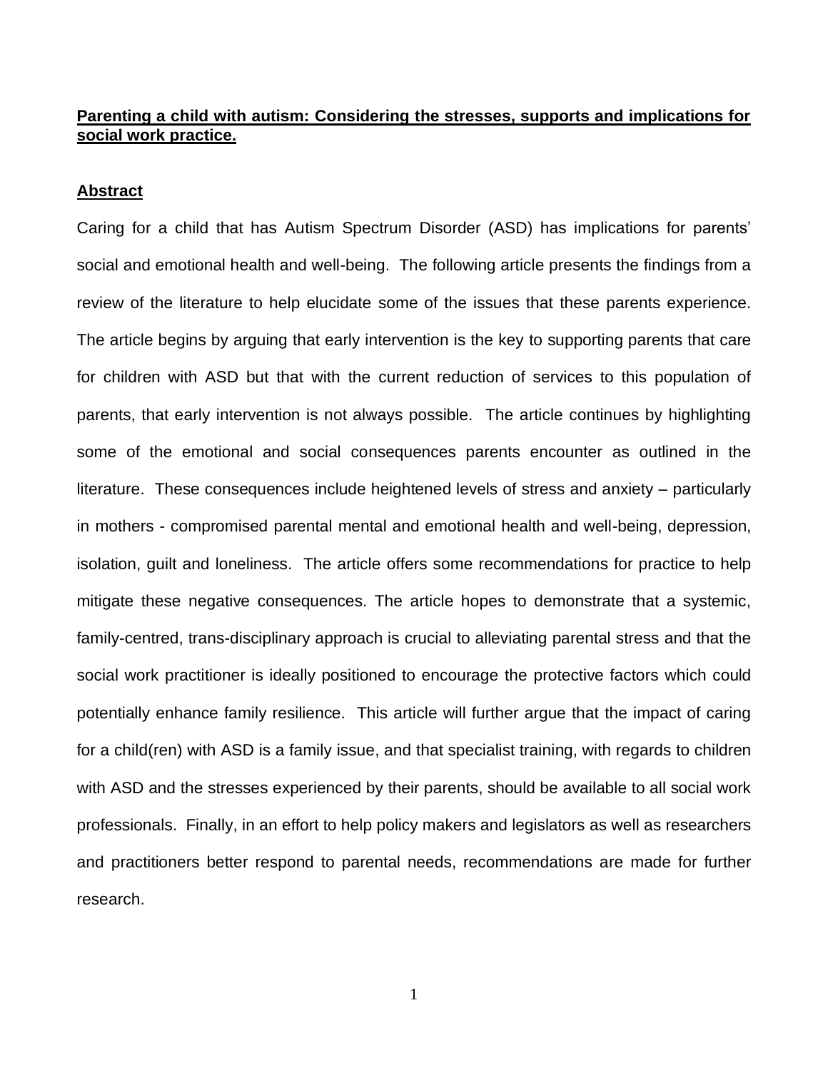## **Parenting a child with autism: Considering the stresses, supports and implications for social work practice.**

### **Abstract**

Caring for a child that has Autism Spectrum Disorder (ASD) has implications for parents' social and emotional health and well-being. The following article presents the findings from a review of the literature to help elucidate some of the issues that these parents experience. The article begins by arguing that early intervention is the key to supporting parents that care for children with ASD but that with the current reduction of services to this population of parents, that early intervention is not always possible. The article continues by highlighting some of the emotional and social consequences parents encounter as outlined in the literature. These consequences include heightened levels of stress and anxiety – particularly in mothers - compromised parental mental and emotional health and well-being, depression, isolation, guilt and loneliness. The article offers some recommendations for practice to help mitigate these negative consequences. The article hopes to demonstrate that a systemic, family-centred, trans-disciplinary approach is crucial to alleviating parental stress and that the social work practitioner is ideally positioned to encourage the protective factors which could potentially enhance family resilience. This article will further argue that the impact of caring for a child(ren) with ASD is a family issue, and that specialist training, with regards to children with ASD and the stresses experienced by their parents, should be available to all social work professionals. Finally, in an effort to help policy makers and legislators as well as researchers and practitioners better respond to parental needs, recommendations are made for further research.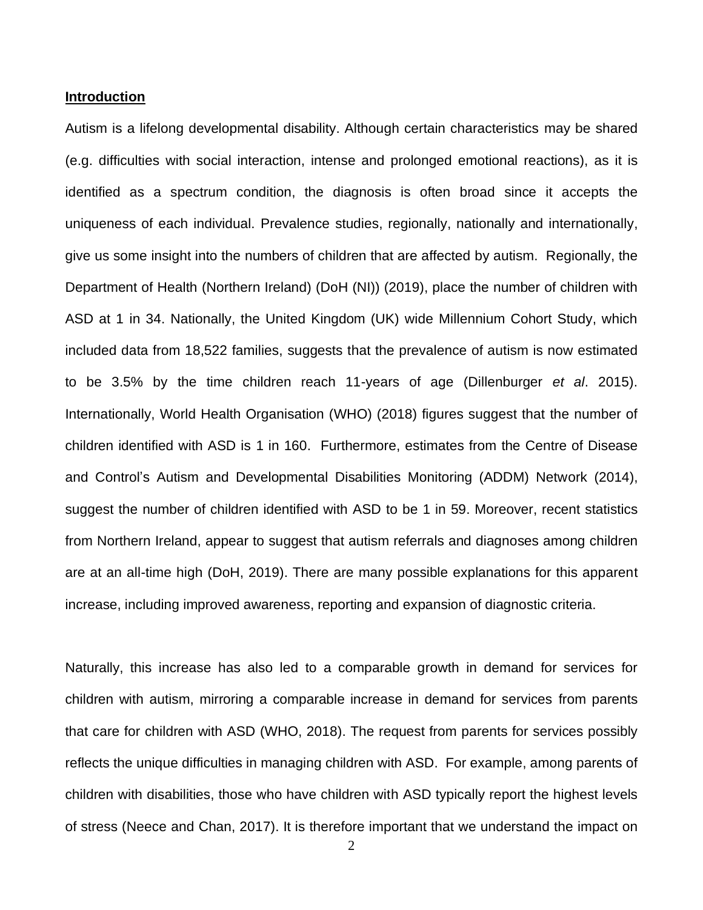## **Introduction**

Autism is a lifelong developmental disability. Although certain characteristics may be shared (e.g. difficulties with social interaction, intense and prolonged emotional reactions), as it is identified as a spectrum condition, the diagnosis is often broad since it accepts the uniqueness of each individual. Prevalence studies, regionally, nationally and internationally, give us some insight into the numbers of children that are affected by autism. Regionally, the Department of Health (Northern Ireland) (DoH (NI)) (2019), place the number of children with ASD at 1 in 34. Nationally, the United Kingdom (UK) wide Millennium Cohort Study, which included data from 18,522 families, suggests that the prevalence of autism is now estimated to be 3.5% by the time children reach 11-years of age (Dillenburger *et al*. 2015). Internationally, World Health Organisation (WHO) (2018) figures suggest that the number of children identified with ASD is 1 in 160. Furthermore, estimates from the Centre of Disease and Control's Autism and Developmental Disabilities Monitoring (ADDM) Network (2014), suggest the number of children identified with ASD to be 1 in 59. Moreover, recent statistics from Northern Ireland, appear to suggest that autism referrals and diagnoses among children are at an all-time high (DoH, 2019). There are many possible explanations for this apparent increase, including improved awareness, reporting and expansion of diagnostic criteria.

Naturally, this increase has also led to a comparable growth in demand for services for children with autism, mirroring a comparable increase in demand for services from parents that care for children with ASD (WHO, 2018). The request from parents for services possibly reflects the unique difficulties in managing children with ASD. For example, among parents of children with disabilities, those who have children with ASD typically report the highest levels of stress (Neece and Chan, 2017). It is therefore important that we understand the impact on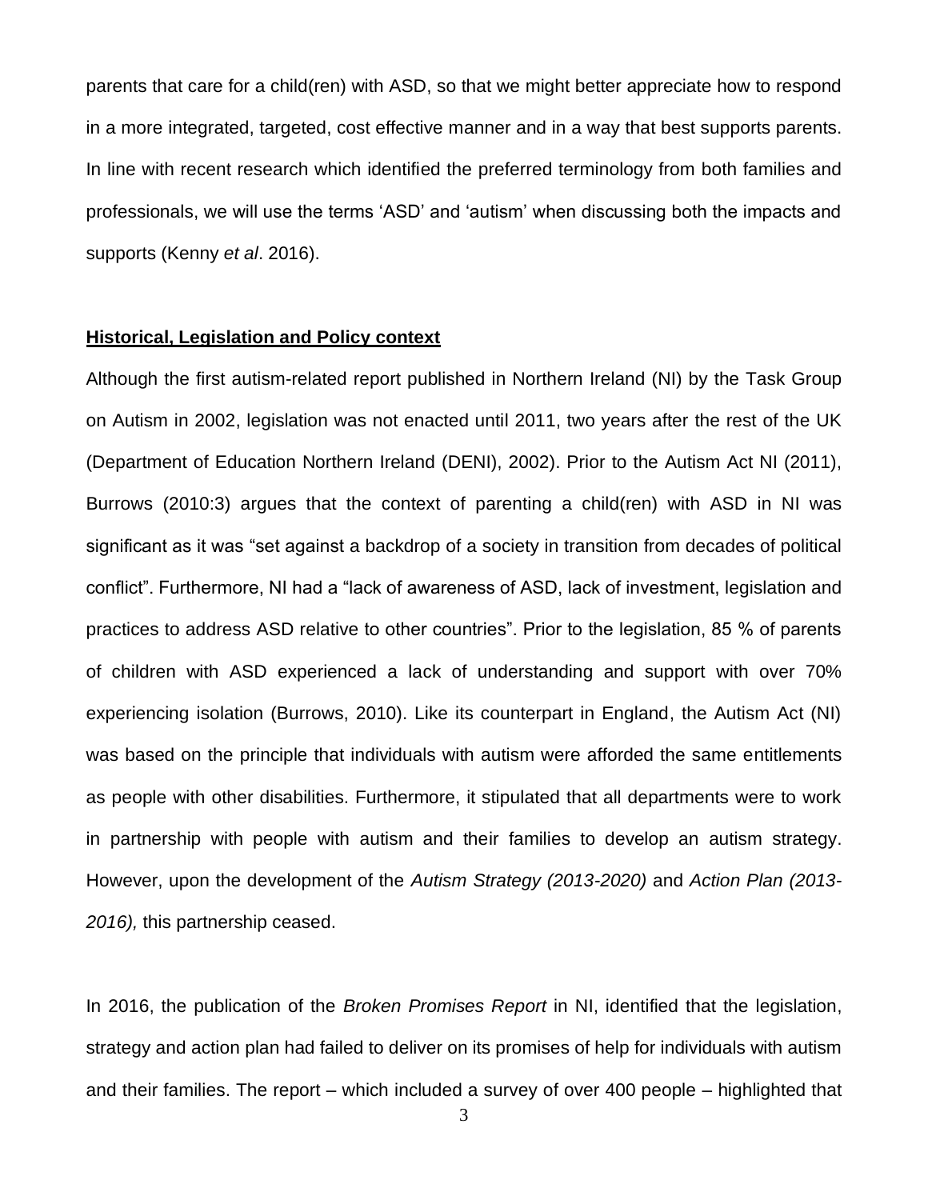parents that care for a child(ren) with ASD, so that we might better appreciate how to respond in a more integrated, targeted, cost effective manner and in a way that best supports parents. In line with recent research which identified the preferred terminology from both families and professionals, we will use the terms 'ASD' and 'autism' when discussing both the impacts and supports (Kenny *et al*. 2016).

## Historical, Legislation and Policy context

Although the first autism-related report published in Northern Ireland (NI) by the Task Group on Autism in 2002, legislation was not enacted until 2011, two years after the rest of the UK (Department of Education Northern Ireland (DENI), 2002). Prior to the Autism Act NI (2011), Burrows (2010:3) argues that the context of parenting a child(ren) with ASD in NI was significant as it was "set against a backdrop of a society in transition from decades of political conflict". Furthermore, NI had a "lack of awareness of ASD, lack of investment, legislation and practices to address ASD relative to other countries". Prior to the legislation, 85 % of parents of children with ASD experienced a lack of understanding and support with over 70% experiencing isolation (Burrows, 2010). Like its counterpart in England, the Autism Act (NI) was based on the principle that individuals with autism were afforded the same entitlements as people with other disabilities. Furthermore, it stipulated that all departments were to work in partnership with people with autism and their families to develop an autism strategy. However, upon the development of the *Autism Strategy (2013-2020)* and *Action Plan (2013-2016),* this partnership ceased.

In 2016, the publication of the *Broken Promises Report* in NI, identified that the legislation, strategy and action plan had failed to deliver on its promises of help for individuals with autism and their families. The report – which included a survey of over 400 people – highlighted that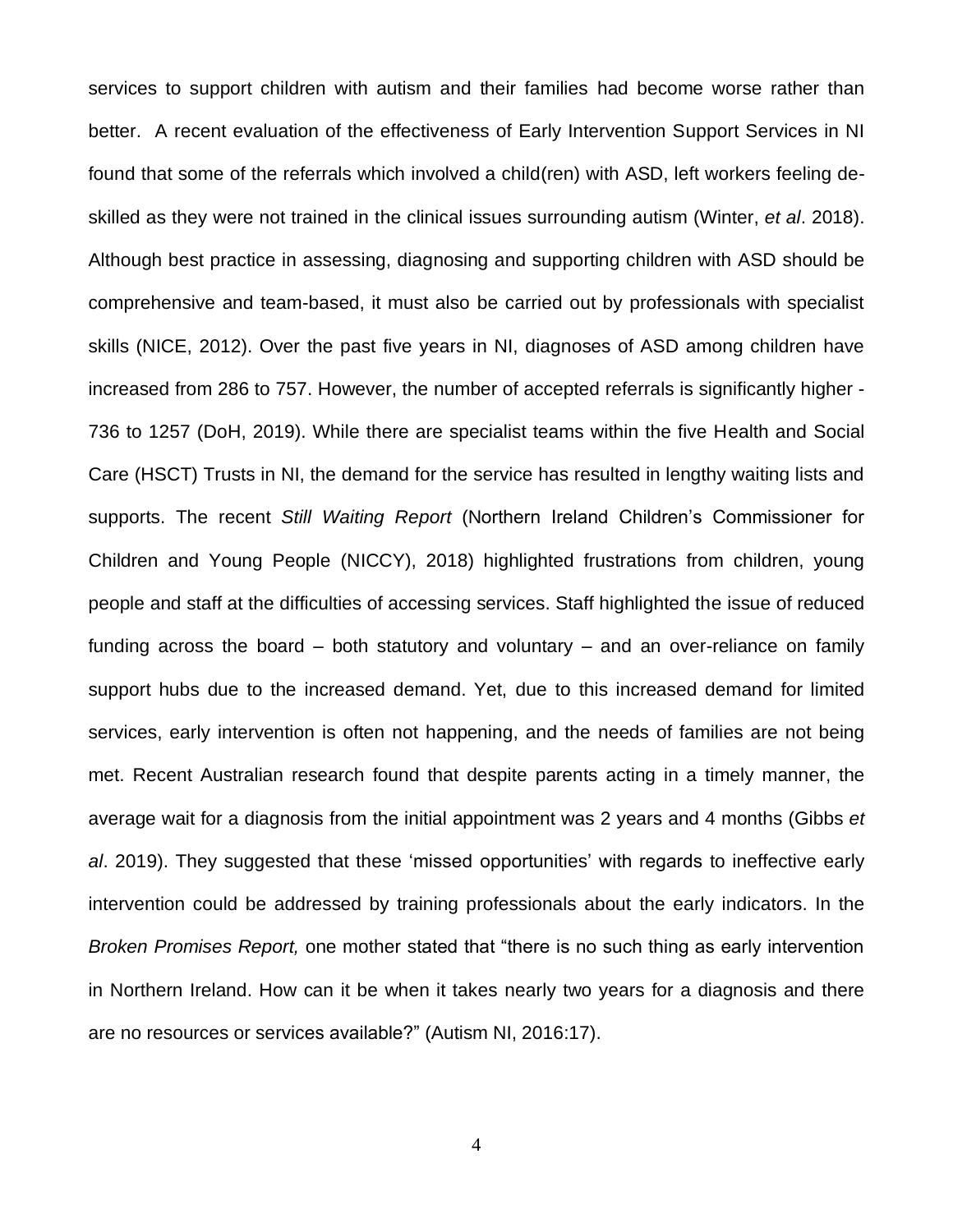services to support children with autism and their families had become worse rather than better. A recent evaluation of the effectiveness of Early Intervention Support Services in NI found that some of the referrals which involved a child(ren) with ASD, left workers feeling de-skilled as they were not trained in the clinical issues surrounding autism (Winter, *et al*. 2018). Although best practice in assessing, diagnosing and supporting children with ASD should be comprehensive and team-based, it must also be carried out by professionals with specialist skills (NICE, 2012). Over the past five years in NI, diagnoses of ASD among children have increased from 286 to 757. However, the number of accepted referrals is significantly higher - 736 to 1257 (DoH, 2019). While there are specialist teams within the five Health and Social Care (HSCT) Trusts in NI, the demand for the service has resulted in lengthy waiting lists and supports. The recent *Still Waiting Report* (Northern Ireland Children's Commissioner for Children and Young People (NICCY), 2018) highlighted frustrations from children, young people and staff at the difficulties of accessing services. Staff highlighted the issue of reduced funding across the board – both statutory and voluntary – and an over-reliance on family support hubs due to the increased demand. Yet, due to this increased demand for limited services, early intervention is often not happening, and the needs of families are not being met. Recent Australian research found that despite parents acting in a timely manner, the average wait for a diagnosis from the initial appointment was 2 years and 4 months (Gibbs *et al*. 2019). They suggested that these 'missed opportunities' with regards to ineffective early intervention could be addressed by training professionals about the early indicators. In the *Broken Promises Report,* one mother stated that "there is no such thing as early intervention in Northern Ireland. How can it be when it takes nearly two years for a diagnosis and there are no resources or services available?" (Autism NI, 2016:17).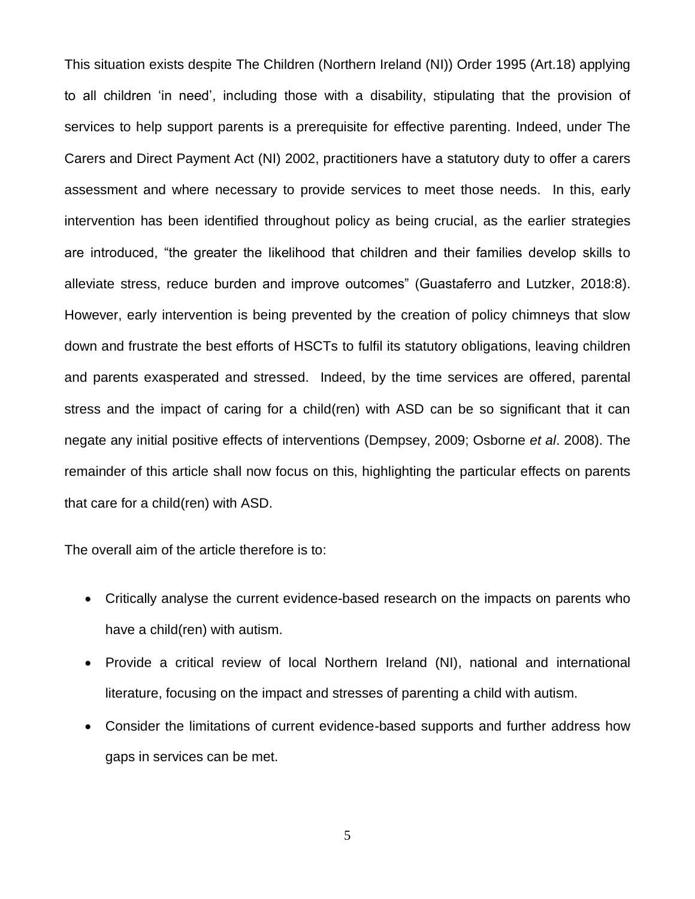This situation exists despite The Children (Northern Ireland (NI)) Order 1995 (Art.18) applying to all children 'in need', including those with a disability, stipulating that the provision of services to help support parents is a prerequisite for effective parenting. Indeed, under The Carers and Direct Payment Act (NI) 2002, practitioners have a statutory duty to offer a carers assessment and where necessary to provide services to meet those needs. In this, early intervention has been identified throughout policy as being crucial, as the earlier strategies are introduced, "the greater the likelihood that children and their families develop skills to alleviate stress, reduce burden and improve outcomes" (Guastaferro and Lutzker, 2018:8). However, early intervention is being prevented by the creation of policy chimneys that slow down and frustrate the best efforts of HSCTs to fulfil its statutory obligations, leaving children and parents exasperated and stressed. Indeed, by the time services are offered, parental stress and the impact of caring for a child(ren) with ASD can be so significant that it can negate any initial positive effects of interventions (Dempsey, 2009; Osborne *et al*. 2008). The remainder of this article shall now focus on this, highlighting the particular effects on parents that care for a child(ren) with ASD.

The overall aim of the article therefore is to:

- Critically analyse the current evidence-based research on the impacts on parents who have a child(ren) with autism.
- Provide a critical review of local Northern Ireland (NI), national and international literature, focusing on the impact and stresses of parenting a child with autism.
- Consider the limitations of current evidence-based supports and further address how gaps in services can be met.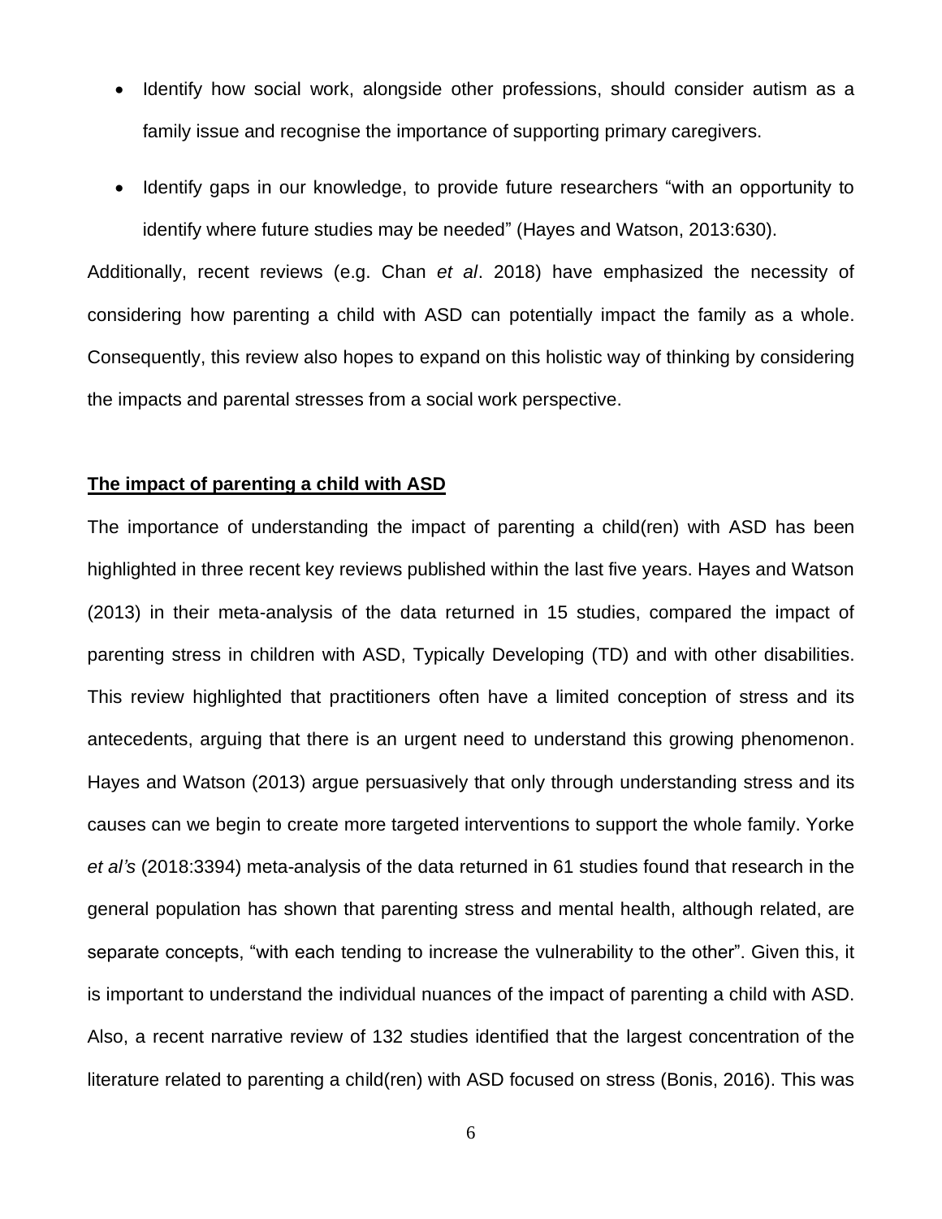- Identify how social work, alongside other professions, should consider autism as a family issue and recognise the importance of supporting primary caregivers.
- Identify gaps in our knowledge, to provide future researchers "with an opportunity to identify where future studies may be needed" (Hayes and Watson, 2013:630).

Additionally, recent reviews (e.g. Chan *et al*. 2018) have emphasized the necessity of considering how parenting a child with ASD can potentially impact the family as a whole. Consequently, this review also hopes to expand on this holistic way of thinking by considering the impacts and parental stresses from a social work perspective.

**The impact of parenting a child with ASD**

The importance of understanding the impact of parenting a child(ren) with ASD has been highlighted in three recent key reviews published within the last five years. Hayes and Watson (2013) in their meta-analysis of the data returned in 15 studies, compared the impact of parenting stress in children with ASD, Typically Developing (TD) and with other disabilities. This review highlighted that practitioners often have a limited conception of stress and its antecedents, arguing that there is an urgent need to understand this growing phenomenon. Hayes and Watson (2013) argue persuasively that only through understanding stress and its causes can we begin to create more targeted interventions to support the whole family. Yorke *et al's* (2018:3394) meta-analysis of the data returned in 61 studies found that research in the general population has shown that parenting stress and mental health, although related, are separate concepts, "with each tending to increase the vulnerability to the other". Given this, it is important to understand the individual nuances of the impact of parenting a child with ASD. Also, a recent narrative review of 132 studies identified that the largest concentration of the literature related to parenting a child(ren) with ASD focused on stress (Bonis, 2016). This was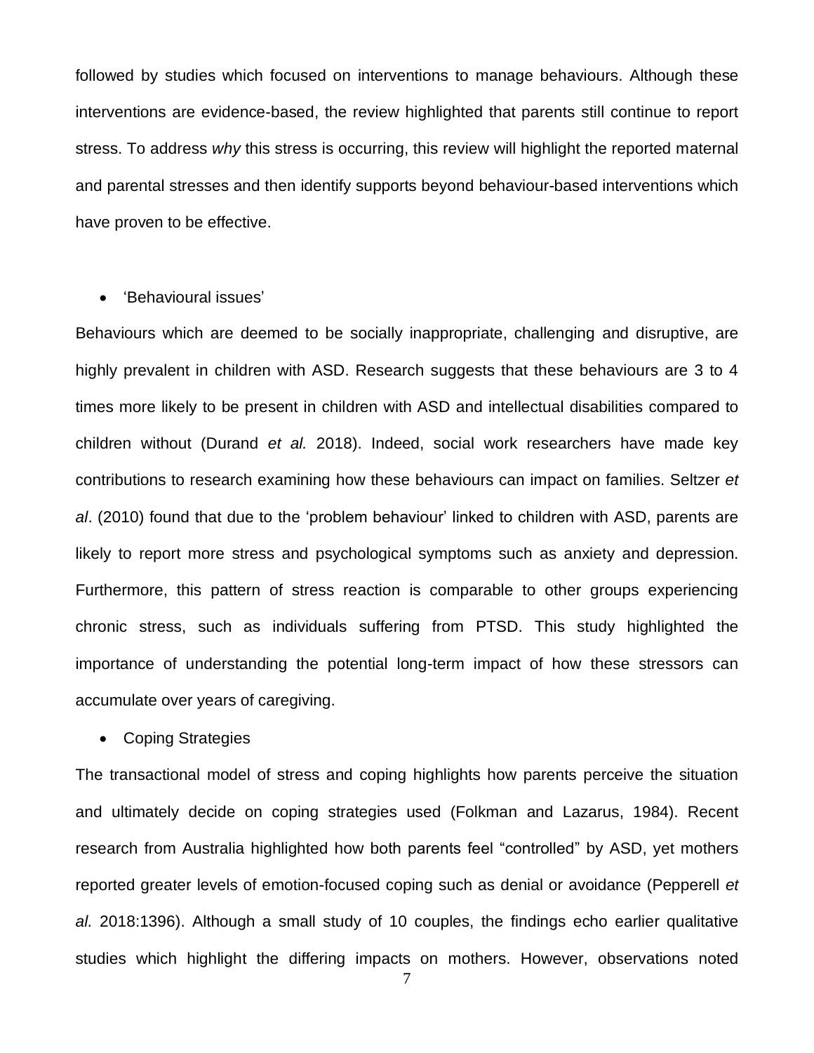followed by studies which focused on interventions to manage behaviours. Although these interventions are evidence-based, the review highlighted that parents still continue to report stress. To address *why* this stress is occurring, this review will highlight the reported maternal and parental stresses and then identify supports beyond behaviour-based interventions which have proven to be effective.

- 'Behavioural issues'

Behaviours which are deemed to be socially inappropriate, challenging and disruptive, are highly prevalent in children with ASD. Research suggests that these behaviours are 3 to 4 times more likely to be present in children with ASD and intellectual disabilities compared to children without (Durand *et al.* 2018). Indeed, social work researchers have made key contributions to research examining how these behaviours can impact on families. Seltzer *et al*. (2010) found that due to the 'problem behaviour' linked to children with ASD, parents are likely to report more stress and psychological symptoms such as anxiety and depression. Furthermore, this pattern of stress reaction is comparable to other groups experiencing chronic stress, such as individuals suffering from PTSD. This study highlighted the importance of understanding the potential long-term impact of how these stressors can accumulate over years of caregiving.

- Coping Strategies

The transactional model of stress and coping highlights how parents perceive the situation and ultimately decide on coping strategies used (Folkman and Lazarus, 1984). Recent research from Australia highlighted how both parents feel "controlled" by ASD, yet mothers reported greater levels of emotion-focused coping such as denial or avoidance (Pepperell *et al.* 2018:1396). Although a small study of 10 couples, the findings echo earlier qualitative studies which highlight the differing impacts on mothers. However, observations noted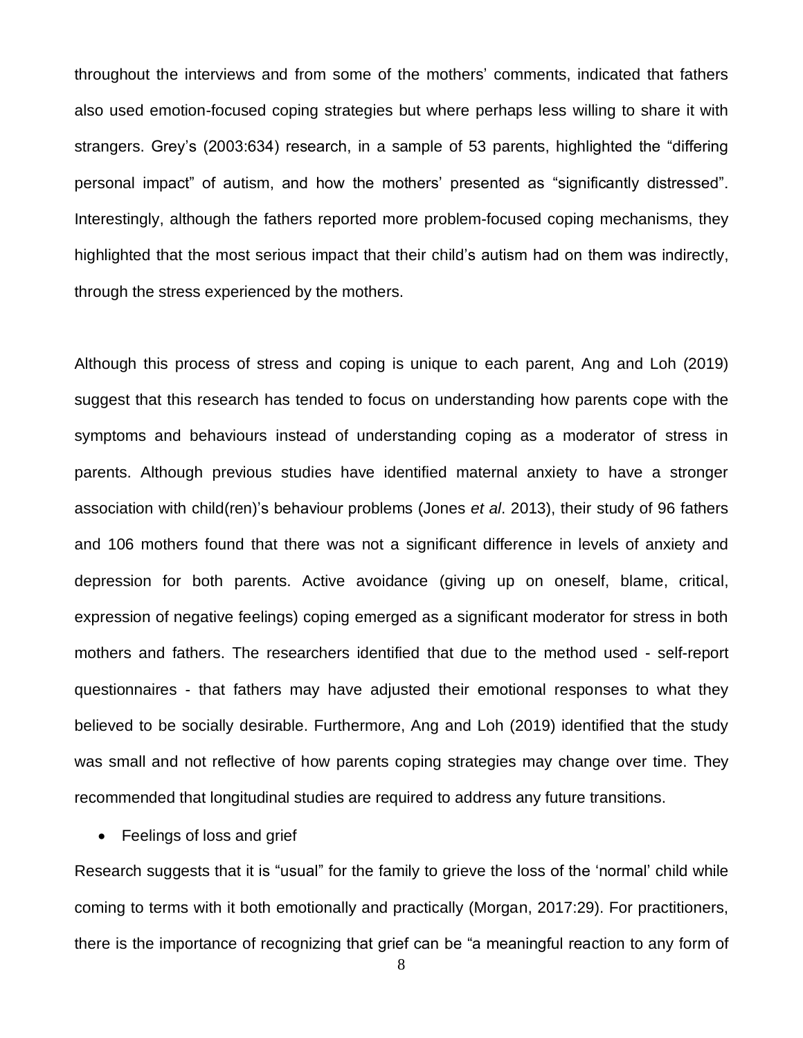throughout the interviews and from some of the mothers' comments, indicated that fathers also used emotion-focused coping strategies but where perhaps less willing to share it with strangers. Grey's (2003:634) research, in a sample of 53 parents, highlighted the "differing personal impact" of autism, and how the mothers' presented as "significantly distressed". Interestingly, although the fathers reported more problem-focused coping mechanisms, they highlighted that the most serious impact that their child's autism had on them was indirectly, through the stress experienced by the mothers.

Although this process of stress and coping is unique to each parent, Ang and Loh (2019) suggest that this research has tended to focus on understanding how parents cope with the symptoms and behaviours instead of understanding coping as a moderator of stress in parents. Although previous studies have identified maternal anxiety to have a stronger association with child(ren)'s behaviour problems (Jones *et al*. 2013), their study of 96 fathers and 106 mothers found that there was not a significant difference in levels of anxiety and depression for both parents. Active avoidance (giving up on oneself, blame, critical, expression of negative feelings) coping emerged as a significant moderator for stress in both mothers and fathers. The researchers identified that due to the method used - self-report questionnaires - that fathers may have adjusted their emotional responses to what they believed to be socially desirable. Furthermore, Ang and Loh (2019) identified that the study was small and not reflective of how parents coping strategies may change over time. They recommended that longitudinal studies are required to address any future transitions.

- Feelings of loss and grief

Research suggests that it is "usual" for the family to grieve the loss of the 'normal' child while coming to terms with it both emotionally and practically (Morgan, 2017:29). For practitioners, there is the importance of recognizing that grief can be "a meaningful reaction to any form of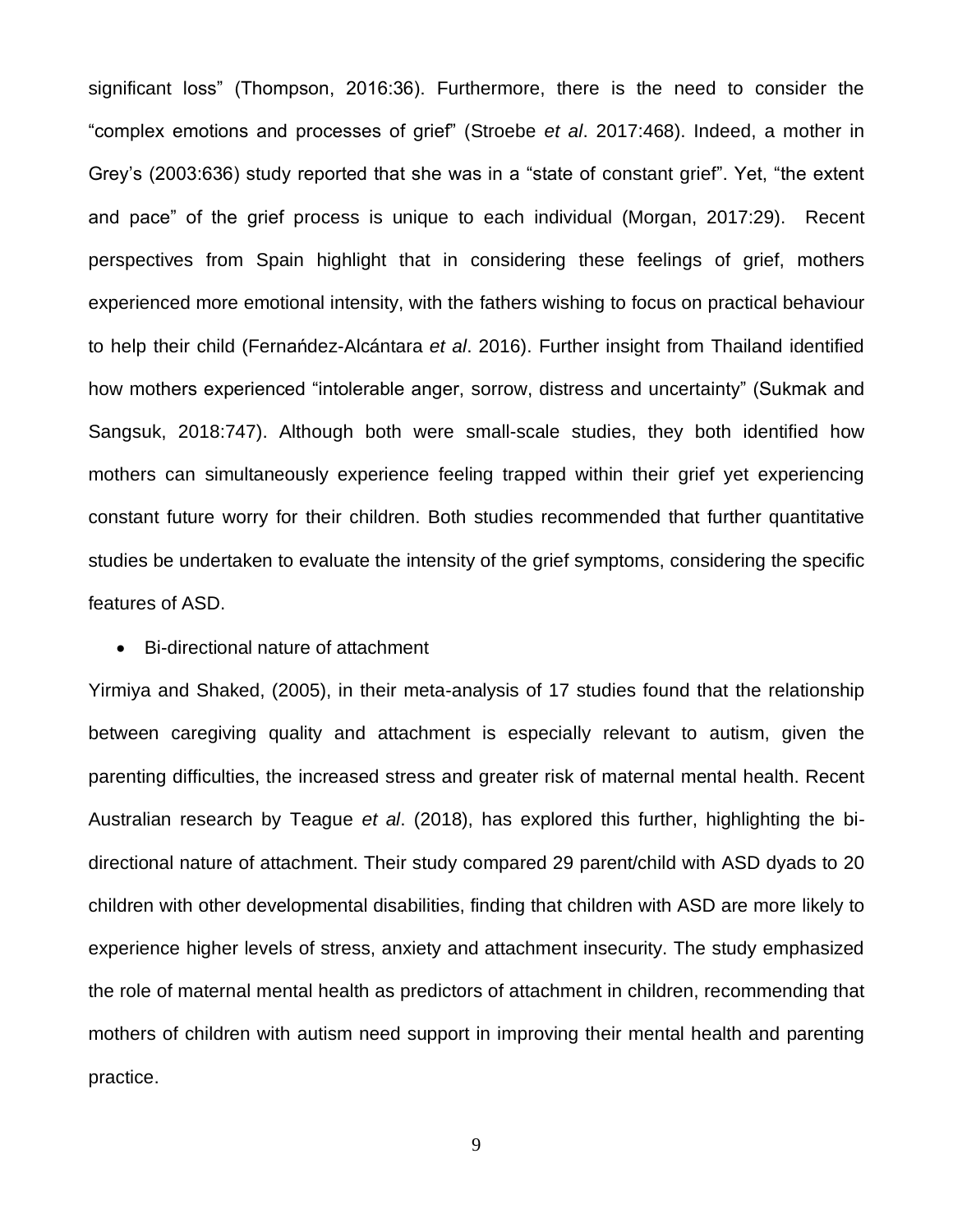significant loss" (Thompson, 2016:36). Furthermore, there is the need to consider the "complex emotions and processes of grief" (Stroebe *et al*. 2017:468). Indeed, a mother in Grey's (2003:636) study reported that she was in a "state of constant grief". Yet, "the extent and pace" of the grief process is unique to each individual (Morgan, 2017:29). Recent perspectives from Spain highlight that in considering these feelings of grief, mothers experienced more emotional intensity, with the fathers wishing to focus on practical behaviour to help their child (Fernańdez-Alcántara *et al*. 2016). Further insight from Thailand identified how mothers experienced "intolerable anger, sorrow, distress and uncertainty" (Sukmak and Sangsuk, 2018:747). Although both were small-scale studies, they both identified how mothers can simultaneously experience feeling trapped within their grief yet experiencing constant future worry for their children. Both studies recommended that further quantitative studies be undertaken to evaluate the intensity of the grief symptoms, considering the specific features of ASD.

- Bi-directional nature of attachment

Yirmiya and Shaked, (2005), in their meta-analysis of 17 studies found that the relationship between caregiving quality and attachment is especially relevant to autism, given the parenting difficulties, the increased stress and greater risk of maternal mental health. Recent Australian research by Teague *et al*. (2018), has explored this further, highlighting the bi-directional nature of attachment. Their study compared 29 parent/child with ASD dyads to 20 children with other developmental disabilities, finding that children with ASD are more likely to experience higher levels of stress, anxiety and attachment insecurity. The study emphasized the role of maternal mental health as predictors of attachment in children, recommending that mothers of children with autism need support in improving their mental health and parenting practice.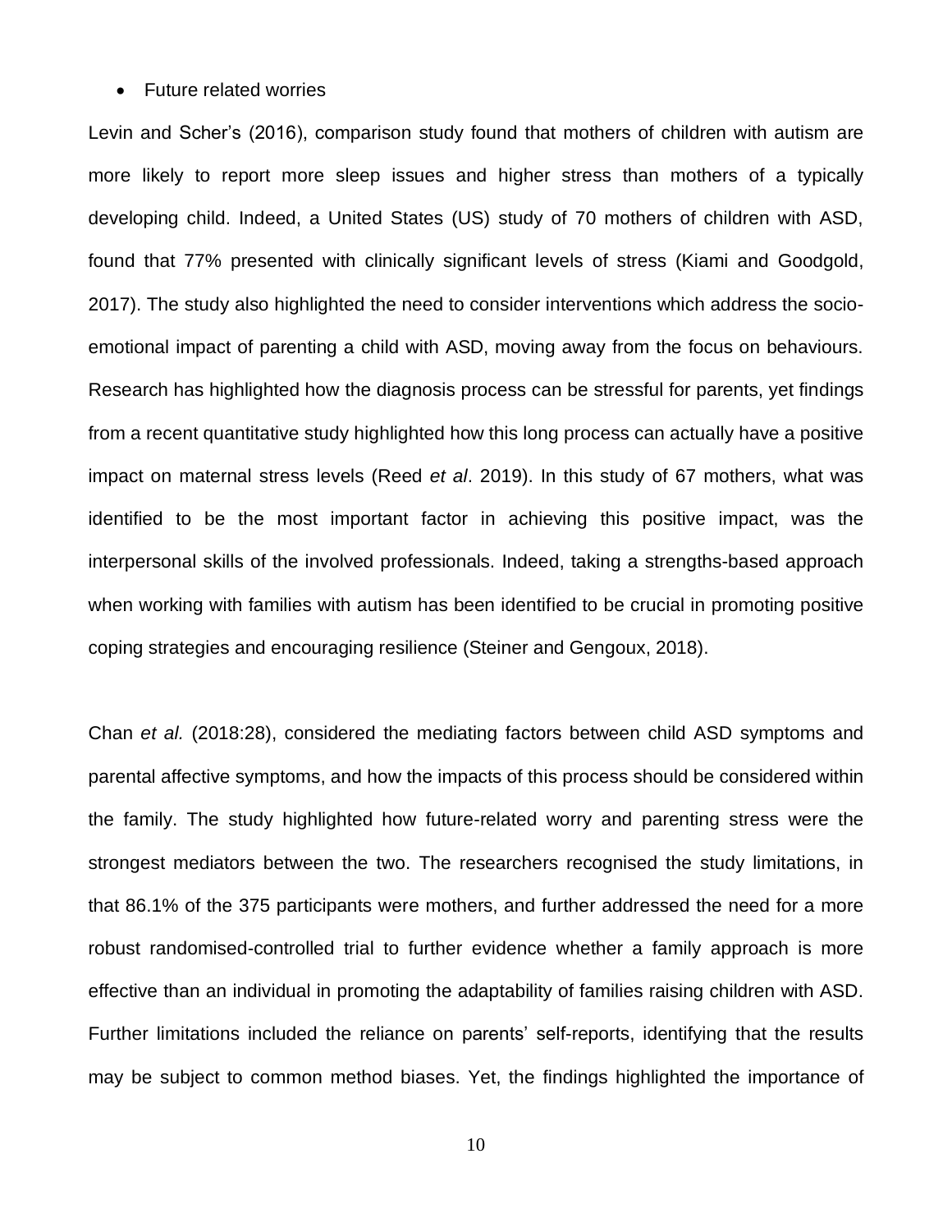- Future related worries

Levin and Scher's (2016), comparison study found that mothers of children with autism are more likely to report more sleep issues and higher stress than mothers of a typically developing child. Indeed, a United States (US) study of 70 mothers of children with ASD, found that 77% presented with clinically significant levels of stress (Kiami and Goodgold, 2017). The study also highlighted the need to consider interventions which address the socio-emotional impact of parenting a child with ASD, moving away from the focus on behaviours. Research has highlighted how the diagnosis process can be stressful for parents, yet findings from a recent quantitative study highlighted how this long process can actually have a positive impact on maternal stress levels (Reed *et al*. 2019). In this study of 67 mothers, what was identified to be the most important factor in achieving this positive impact, was the interpersonal skills of the involved professionals. Indeed, taking a strengths-based approach when working with families with autism has been identified to be crucial in promoting positive coping strategies and encouraging resilience (Steiner and Gengoux, 2018).

Chan *et al.* (2018:28), considered the mediating factors between child ASD symptoms and parental affective symptoms, and how the impacts of this process should be considered within the family. The study highlighted how future-related worry and parenting stress were the strongest mediators between the two. The researchers recognised the study limitations, in that 86.1% of the 375 participants were mothers, and further addressed the need for a more robust randomised-controlled trial to further evidence whether a family approach is more effective than an individual in promoting the adaptability of families raising children with ASD. Further limitations included the reliance on parents' self-reports, identifying that the results may be subject to common method biases. Yet, the findings highlighted the importance of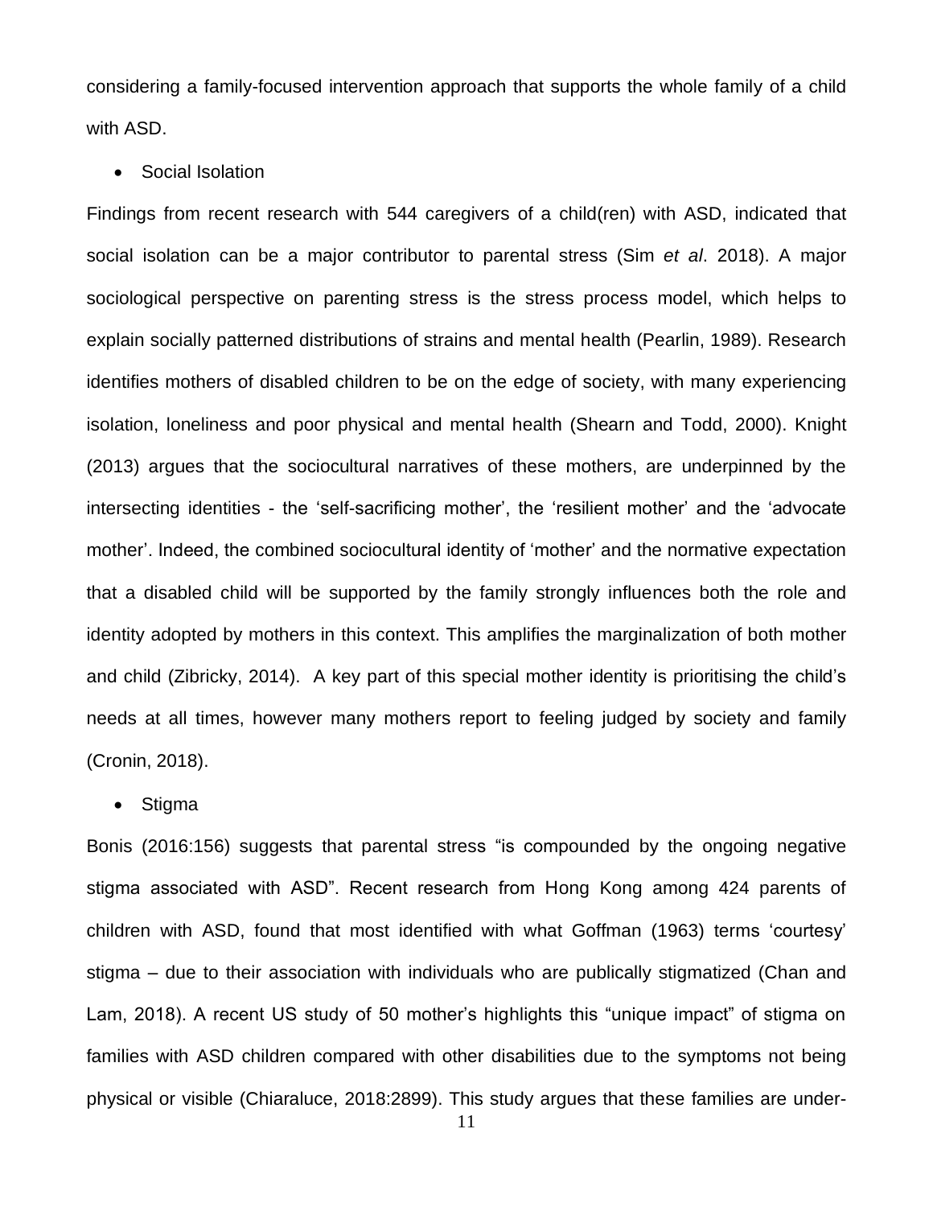considering a family-focused intervention approach that supports the whole family of a child with ASD.

- Social Isolation

Findings from recent research with 544 caregivers of a child(ren) with ASD, indicated that social isolation can be a major contributor to parental stress (Sim *et al*. 2018). A major sociological perspective on parenting stress is the stress process model, which helps to explain socially patterned distributions of strains and mental health (Pearlin, 1989). Research identifies mothers of disabled children to be on the edge of society, with many experiencing isolation, loneliness and poor physical and mental health (Shearn and Todd, 2000). Knight (2013) argues that the sociocultural narratives of these mothers, are underpinned by the intersecting identities - the 'self-sacrificing mother', the 'resilient mother' and the 'advocate mother'. Indeed, the combined sociocultural identity of 'mother' and the normative expectation that a disabled child will be supported by the family strongly influences both the role and identity adopted by mothers in this context. This amplifies the marginalization of both mother and child (Zibricky, 2014). A key part of this special mother identity is prioritising the child's needs at all times, however many mothers report to feeling judged by society and family (Cronin, 2018).

- Stigma

Bonis (2016:156) suggests that parental stress "is compounded by the ongoing negative stigma associated with ASD". Recent research from Hong Kong among 424 parents of children with ASD, found that most identified with what Goffman (1963) terms 'courtesy' stigma – due to their association with individuals who are publically stigmatized (Chan and Lam, 2018). A recent US study of 50 mother's highlights this "unique impact" of stigma on families with ASD children compared with other disabilities due to the symptoms not being physical or visible (Chiaraluce, 2018:2899). This study argues that these families are under-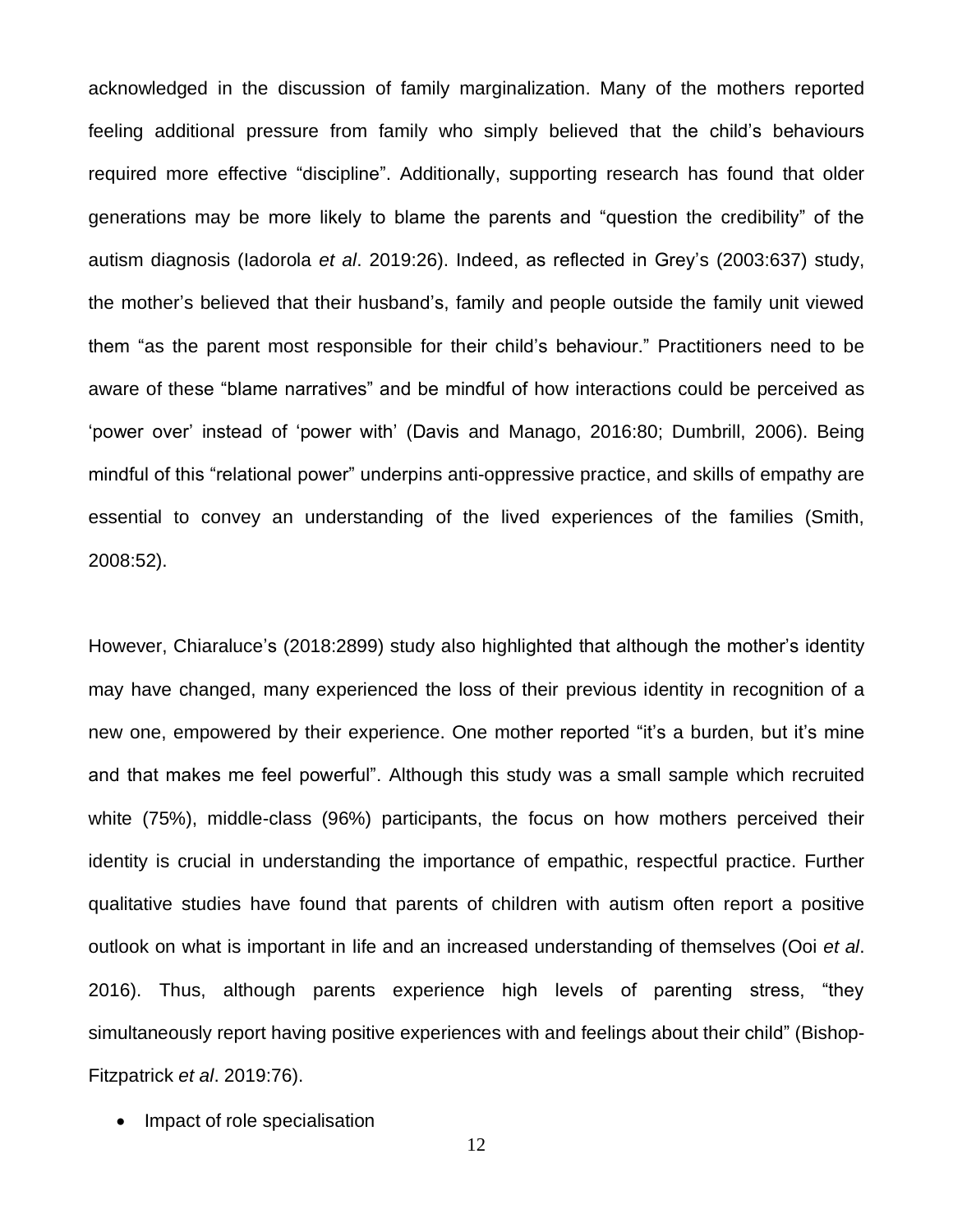acknowledged in the discussion of family marginalization. Many of the mothers reported feeling additional pressure from family who simply believed that the child's behaviours required more effective "discipline". Additionally, supporting research has found that older generations may be more likely to blame the parents and "question the credibility" of the autism diagnosis (Iadorola *et al*. 2019:26). Indeed, as reflected in Grey's (2003:637) study, the mother's believed that their husband's, family and people outside the family unit viewed them "as the parent most responsible for their child's behaviour." Practitioners need to be aware of these "blame narratives" and be mindful of how interactions could be perceived as 'power over' instead of 'power with' (Davis and Manago, 2016:80; Dumbrill, 2006). Being mindful of this "relational power" underpins anti-oppressive practice, and skills of empathy are essential to convey an understanding of the lived experiences of the families (Smith, 2008:52).

However, Chiaraluce's (2018:2899) study also highlighted that although the mother's identity may have changed, many experienced the loss of their previous identity in recognition of a new one, empowered by their experience. One mother reported "it's a burden, but it's mine and that makes me feel powerful". Although this study was a small sample which recruited white (75%), middle-class (96%) participants, the focus on how mothers perceived their identity is crucial in understanding the importance of empathic, respectful practice. Further qualitative studies have found that parents of children with autism often report a positive outlook on what is important in life and an increased understanding of themselves (Ooi *et al*. 2016). Thus, although parents experience high levels of parenting stress, "they simultaneously report having positive experiences with and feelings about their child" (Bishop-Fitzpatrick *et al*. 2019:76).

- Impact of role specialisation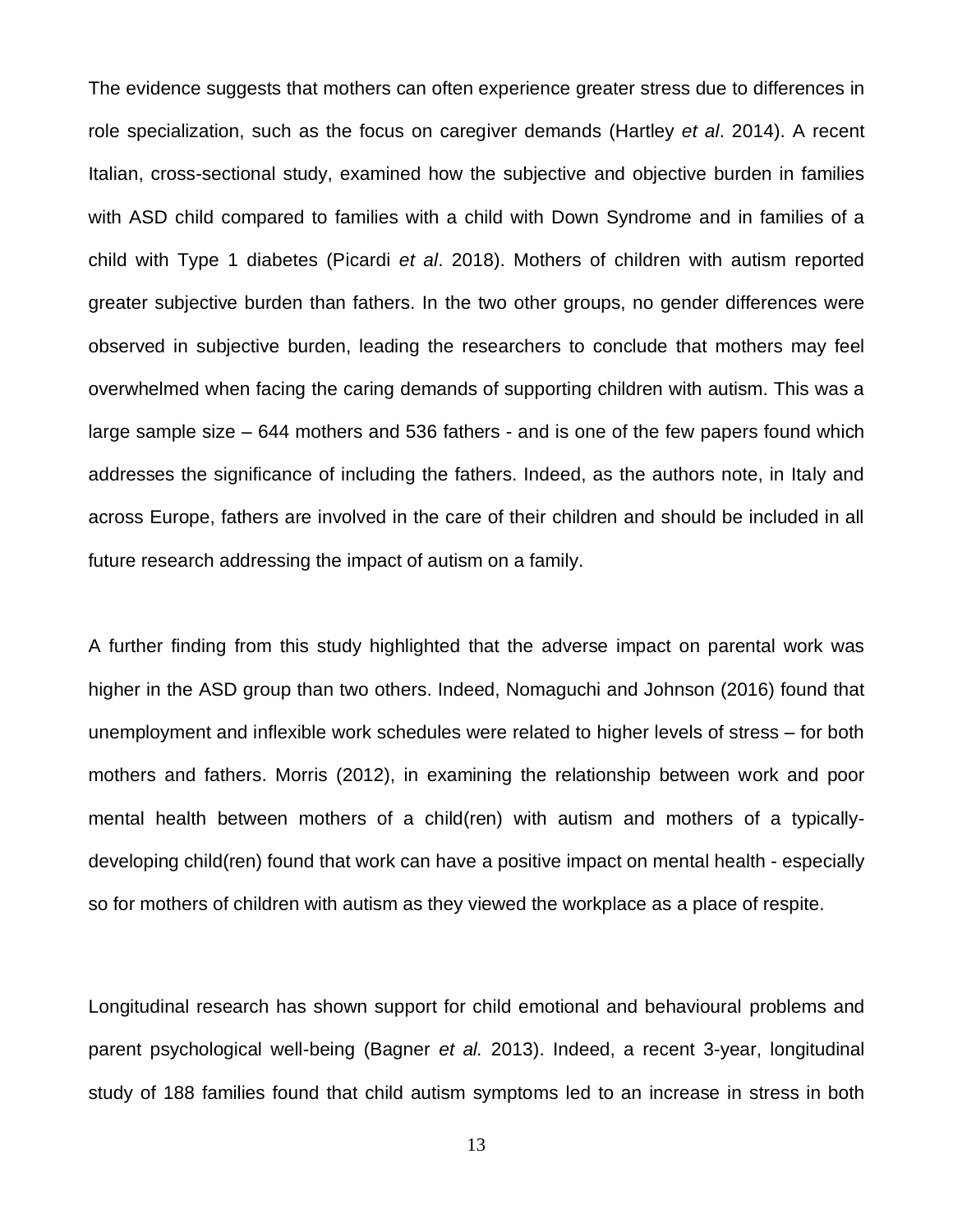The evidence suggests that mothers can often experience greater stress due to differences in role specialization, such as the focus on caregiver demands (Hartley *et al*. 2014). A recent Italian, cross-sectional study, examined how the subjective and objective burden in families with ASD child compared to families with a child with Down Syndrome and in families of a child with Type 1 diabetes (Picardi *et al*. 2018). Mothers of children with autism reported greater subjective burden than fathers. In the two other groups, no gender differences were observed in subjective burden, leading the researchers to conclude that mothers may feel overwhelmed when facing the caring demands of supporting children with autism. This was a large sample size – 644 mothers and 536 fathers - and is one of the few papers found which addresses the significance of including the fathers. Indeed, as the authors note, in Italy and across Europe, fathers are involved in the care of their children and should be included in all future research addressing the impact of autism on a family.

A further finding from this study highlighted that the adverse impact on parental work was higher in the ASD group than two others. Indeed, Nomaguchi and Johnson (2016) found that unemployment and inflexible work schedules were related to higher levels of stress – for both mothers and fathers. Morris (2012), in examining the relationship between work and poor mental health between mothers of a child(ren) with autism and mothers of a typically-developing child(ren) found that work can have a positive impact on mental health - especially so for mothers of children with autism as they viewed the workplace as a place of respite.

Longitudinal research has shown support for child emotional and behavioural problems and parent psychological well-being (Bagner *et al.* 2013). Indeed, a recent 3-year, longitudinal study of 188 families found that child autism symptoms led to an increase in stress in both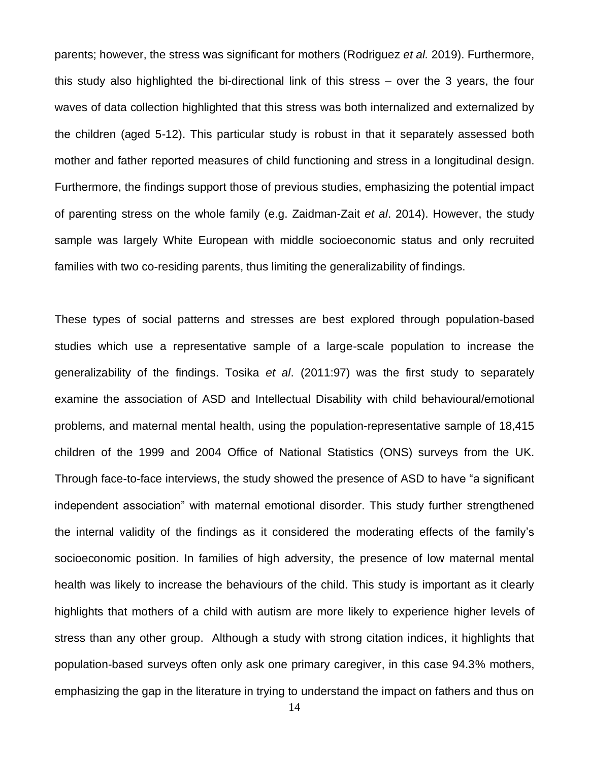parents; however, the stress was significant for mothers (Rodriguez *et al.* 2019). Furthermore, this study also highlighted the bi-directional link of this stress – over the 3 years, the four waves of data collection highlighted that this stress was both internalized and externalized by the children (aged 5-12). This particular study is robust in that it separately assessed both mother and father reported measures of child functioning and stress in a longitudinal design. Furthermore, the findings support those of previous studies, emphasizing the potential impact of parenting stress on the whole family (e.g. Zaidman-Zait *et al*. 2014). However, the study sample was largely White European with middle socioeconomic status and only recruited families with two co-residing parents, thus limiting the generalizability of findings.

These types of social patterns and stresses are best explored through population-based studies which use a representative sample of a large-scale population to increase the generalizability of the findings. Tosika *et al*. (2011:97) was the first study to separately examine the association of ASD and Intellectual Disability with child behavioural/emotional problems, and maternal mental health, using the population-representative sample of 18,415 children of the 1999 and 2004 Office of National Statistics (ONS) surveys from the UK. Through face-to-face interviews, the study showed the presence of ASD to have "a significant independent association" with maternal emotional disorder. This study further strengthened the internal validity of the findings as it considered the moderating effects of the family's socioeconomic position. In families of high adversity, the presence of low maternal mental health was likely to increase the behaviours of the child. This study is important as it clearly highlights that mothers of a child with autism are more likely to experience higher levels of stress than any other group. Although a study with strong citation indices, it highlights that population-based surveys often only ask one primary caregiver, in this case 94.3% mothers, emphasizing the gap in the literature in trying to understand the impact on fathers and thus on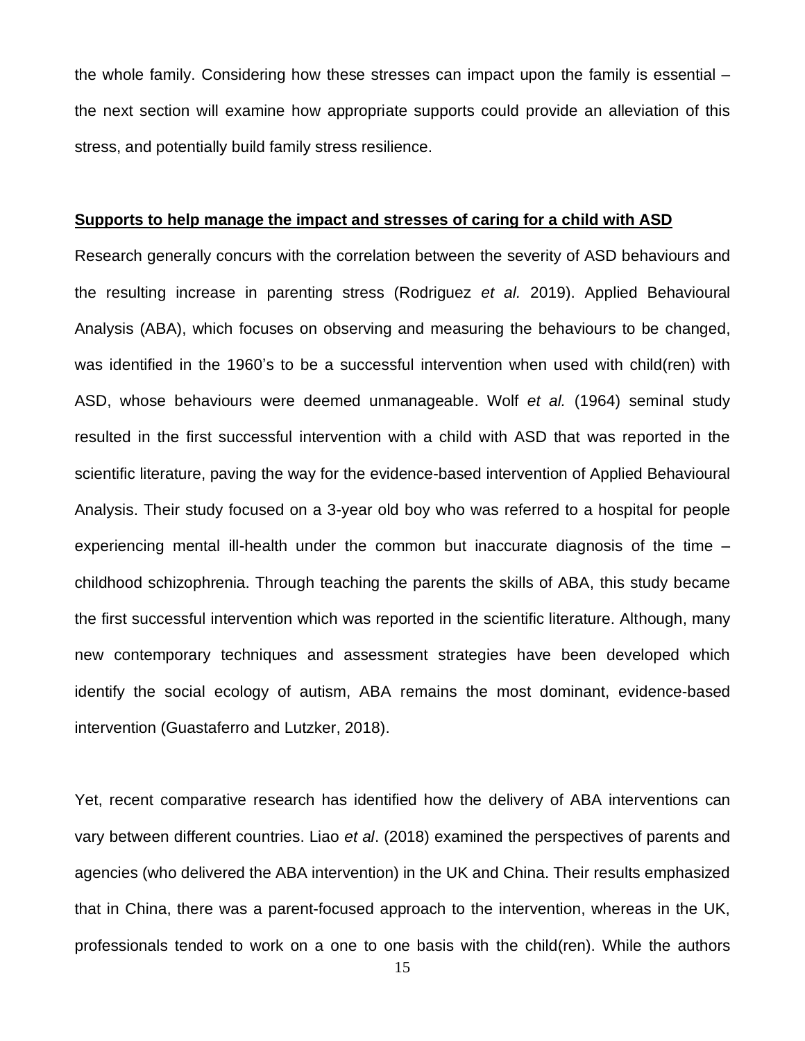the whole family. Considering how these stresses can impact upon the family is essential – the next section will examine how appropriate supports could provide an alleviation of this stress, and potentially build family stress resilience.

**Supports to help manage the impact and stresses of caring for a child with ASD**

Research generally concurs with the correlation between the severity of ASD behaviours and the resulting increase in parenting stress (Rodriguez *et al.* 2019). Applied Behavioural Analysis (ABA), which focuses on observing and measuring the behaviours to be changed, was identified in the 1960's to be a successful intervention when used with child(ren) with ASD, whose behaviours were deemed unmanageable. Wolf *et al.* (1964) seminal study resulted in the first successful intervention with a child with ASD that was reported in the scientific literature, paving the way for the evidence-based intervention of Applied Behavioural Analysis. Their study focused on a 3-year old boy who was referred to a hospital for people experiencing mental ill-health under the common but inaccurate diagnosis of the time – childhood schizophrenia. Through teaching the parents the skills of ABA, this study became the first successful intervention which was reported in the scientific literature. Although, many new contemporary techniques and assessment strategies have been developed which identify the social ecology of autism, ABA remains the most dominant, evidence-based intervention (Guastaferro and Lutzker, 2018).

Yet, recent comparative research has identified how the delivery of ABA interventions can vary between different countries. Liao *et al*. (2018) examined the perspectives of parents and agencies (who delivered the ABA intervention) in the UK and China. Their results emphasized that in China, there was a parent-focused approach to the intervention, whereas in the UK, professionals tended to work on a one to one basis with the child(ren). While the authors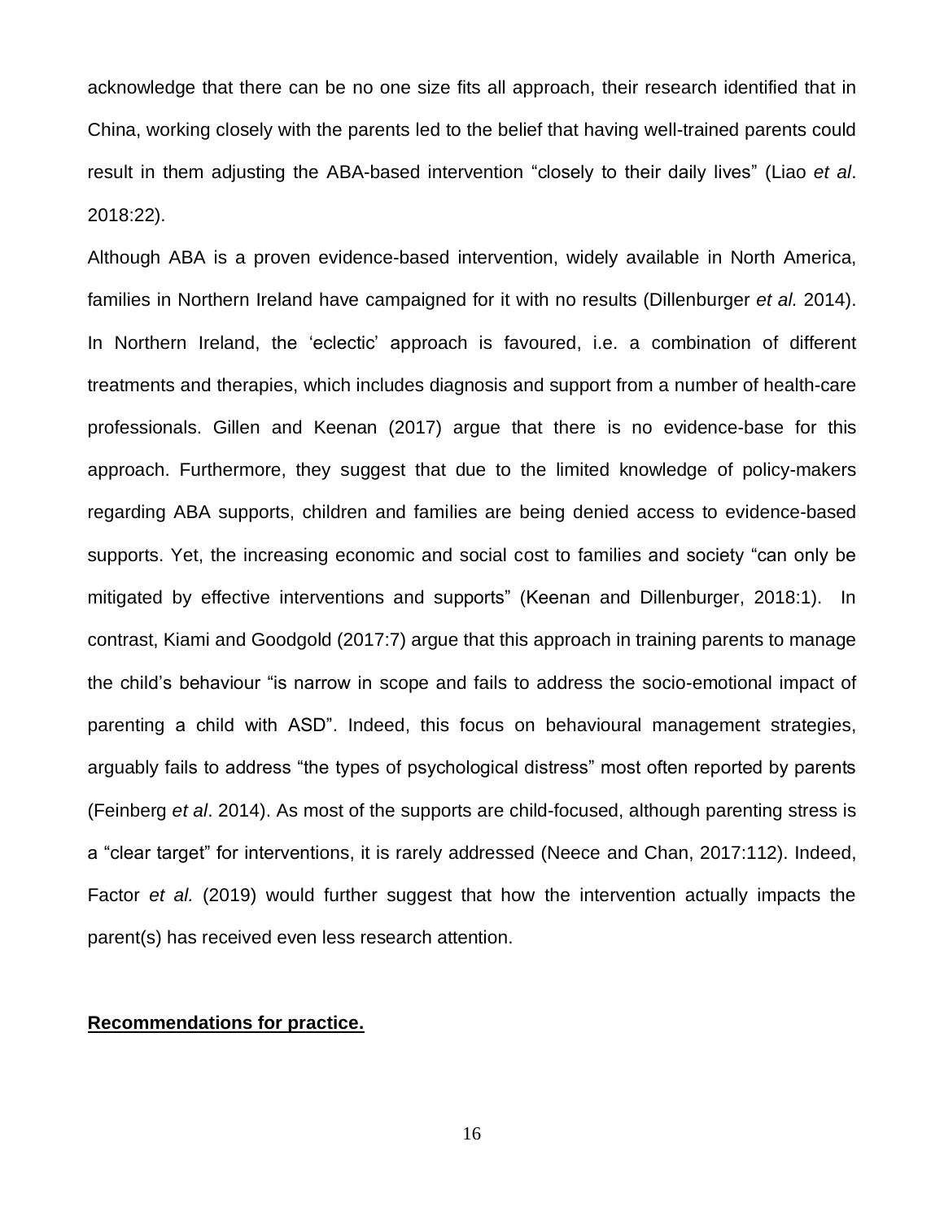acknowledge that there can be no one size fits all approach, their research identified that in China, working closely with the parents led to the belief that having well-trained parents could result in them adjusting the ABA-based intervention "closely to their daily lives" (Liao *et al*. 2018:22).

Although ABA is a proven evidence-based intervention, widely available in North America, families in Northern Ireland have campaigned for it with no results (Dillenburger *et al.* 2014). In Northern Ireland, the 'eclectic' approach is favoured, i.e. a combination of different treatments and therapies, which includes diagnosis and support from a number of health-care professionals. Gillen and Keenan (2017) argue that there is no evidence-base for this approach. Furthermore, they suggest that due to the limited knowledge of policy-makers regarding ABA supports, children and families are being denied access to evidence-based supports. Yet, the increasing economic and social cost to families and society "can only be mitigated by effective interventions and supports" (Keenan and Dillenburger, 2018:1). In contrast, Kiami and Goodgold (2017:7) argue that this approach in training parents to manage the child's behaviour "is narrow in scope and fails to address the socio-emotional impact of parenting a child with ASD". Indeed, this focus on behavioural management strategies, arguably fails to address "the types of psychological distress" most often reported by parents (Feinberg *et al*. 2014). As most of the supports are child-focused, although parenting stress is a "clear target" for interventions, it is rarely addressed (Neece and Chan, 2017:112). Indeed, Factor *et al.* (2019) would further suggest that how the intervention actually impacts the parent(s) has received even less research attention.

**Recommendations for practice.**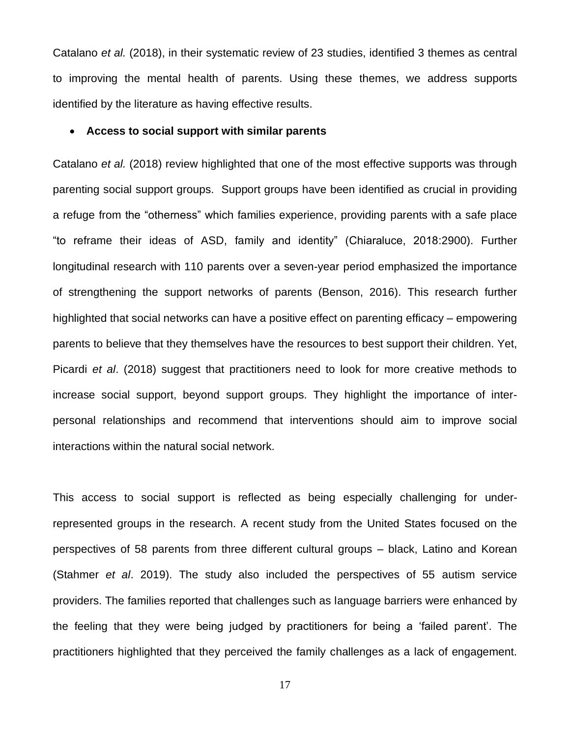Catalano *et al.* (2018), in their systematic review of 23 studies, identified 3 themes as central to improving the mental health of parents. Using these themes, we address supports identified by the literature as having effective results.

- **Access to social support with similar parents**

Catalano *et al.* (2018) review highlighted that one of the most effective supports was through parenting social support groups. Support groups have been identified as crucial in providing a refuge from the "otherness" which families experience, providing parents with a safe place "to reframe their ideas of ASD, family and identity" (Chiaraluce, 2018:2900). Further longitudinal research with 110 parents over a seven-year period emphasized the importance of strengthening the support networks of parents (Benson, 2016). This research further highlighted that social networks can have a positive effect on parenting efficacy – empowering parents to believe that they themselves have the resources to best support their children. Yet, Picardi *et al*. (2018) suggest that practitioners need to look for more creative methods to increase social support, beyond support groups. They highlight the importance of inter-personal relationships and recommend that interventions should aim to improve social interactions within the natural social network.

This access to social support is reflected as being especially challenging for under-represented groups in the research. A recent study from the United States focused on the perspectives of 58 parents from three different cultural groups – black, Latino and Korean (Stahmer *et al*. 2019). The study also included the perspectives of 55 autism service providers. The families reported that challenges such as language barriers were enhanced by the feeling that they were being judged by practitioners for being a 'failed parent'. The practitioners highlighted that they perceived the family challenges as a lack of engagement.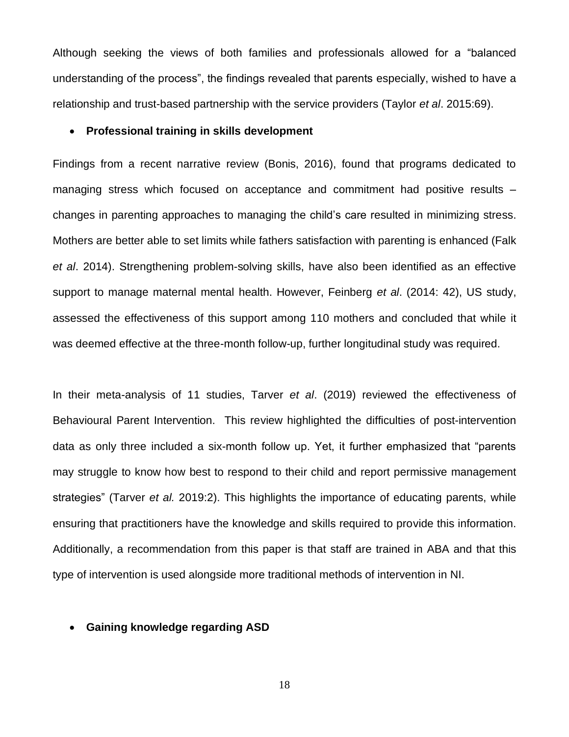Although seeking the views of both families and professionals allowed for a "balanced understanding of the process", the findings revealed that parents especially, wished to have a relationship and trust-based partnership with the service providers (Taylor *et al*. 2015:69).

- **Professional training in skills development**

Findings from a recent narrative review (Bonis, 2016), found that programs dedicated to managing stress which focused on acceptance and commitment had positive results – changes in parenting approaches to managing the child's care resulted in minimizing stress. Mothers are better able to set limits while fathers satisfaction with parenting is enhanced (Falk *et al*. 2014). Strengthening problem-solving skills, have also been identified as an effective support to manage maternal mental health. However, Feinberg *et al*. (2014: 42), US study, assessed the effectiveness of this support among 110 mothers and concluded that while it was deemed effective at the three-month follow-up, further longitudinal study was required.

In their meta-analysis of 11 studies, Tarver *et al*. (2019) reviewed the effectiveness of Behavioural Parent Intervention. This review highlighted the difficulties of post-intervention data as only three included a six-month follow up. Yet, it further emphasized that "parents may struggle to know how best to respond to their child and report permissive management strategies" (Tarver *et al.* 2019:2). This highlights the importance of educating parents, while ensuring that practitioners have the knowledge and skills required to provide this information. Additionally, a recommendation from this paper is that staff are trained in ABA and that this type of intervention is used alongside more traditional methods of intervention in NI.

- **Gaining knowledge regarding ASD**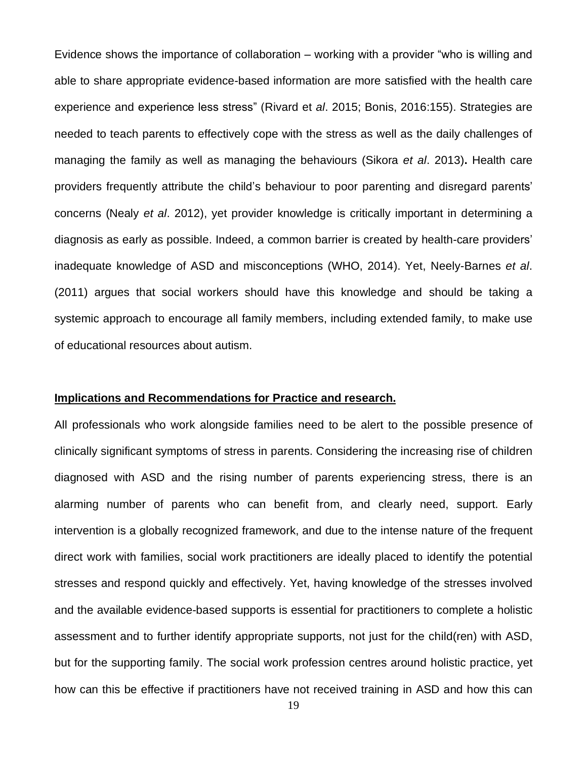Evidence shows the importance of collaboration – working with a provider "who is willing and able to share appropriate evidence-based information are more satisfied with the health care experience and experience less stress" (Rivard et *al*. 2015; Bonis, 2016:155). Strategies are needed to teach parents to effectively cope with the stress as well as the daily challenges of managing the family as well as managing the behaviours (Sikora *et al*. 2013)**.** Health care providers frequently attribute the child's behaviour to poor parenting and disregard parents' concerns (Nealy *et al*. 2012), yet provider knowledge is critically important in determining a diagnosis as early as possible. Indeed, a common barrier is created by health-care providers' inadequate knowledge of ASD and misconceptions (WHO, 2014). Yet, Neely-Barnes *et al*. (2011) argues that social workers should have this knowledge and should be taking a systemic approach to encourage all family members, including extended family, to make use of educational resources about autism.

## **Implications and Recommendations for Practice and research.**

All professionals who work alongside families need to be alert to the possible presence of clinically significant symptoms of stress in parents. Considering the increasing rise of children diagnosed with ASD and the rising number of parents experiencing stress, there is an alarming number of parents who can benefit from, and clearly need, support. Early intervention is a globally recognized framework, and due to the intense nature of the frequent direct work with families, social work practitioners are ideally placed to identify the potential stresses and respond quickly and effectively. Yet, having knowledge of the stresses involved and the available evidence-based supports is essential for practitioners to complete a holistic assessment and to further identify appropriate supports, not just for the child(ren) with ASD, but for the supporting family. The social work profession centres around holistic practice, yet how can this be effective if practitioners have not received training in ASD and how this can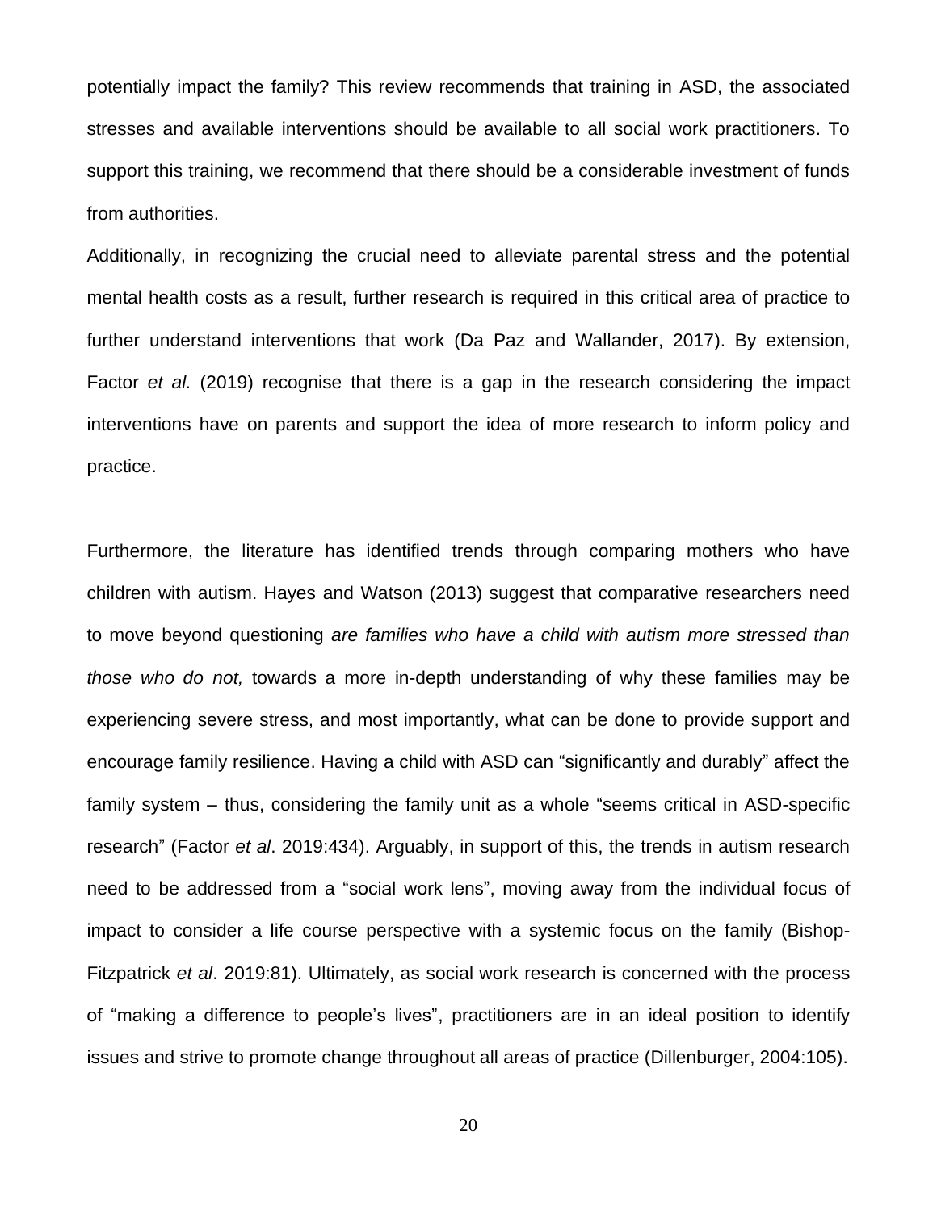potentially impact the family? This review recommends that training in ASD, the associated stresses and available interventions should be available to all social work practitioners. To support this training, we recommend that there should be a considerable investment of funds from authorities.

Additionally, in recognizing the crucial need to alleviate parental stress and the potential mental health costs as a result, further research is required in this critical area of practice to further understand interventions that work (Da Paz and Wallander, 2017). By extension, Factor *et al.* (2019) recognise that there is a gap in the research considering the impact interventions have on parents and support the idea of more research to inform policy and practice.

Furthermore, the literature has identified trends through comparing mothers who have children with autism. Hayes and Watson (2013) suggest that comparative researchers need to move beyond questioning *are families who have a child with autism more stressed than those who do not,* towards a more in-depth understanding of why these families may be experiencing severe stress, and most importantly, what can be done to provide support and encourage family resilience. Having a child with ASD can "significantly and durably" affect the family system – thus, considering the family unit as a whole "seems critical in ASD-specific research" (Factor *et al*. 2019:434). Arguably, in support of this, the trends in autism research need to be addressed from a "social work lens", moving away from the individual focus of impact to consider a life course perspective with a systemic focus on the family (Bishop-Fitzpatrick *et al*. 2019:81). Ultimately, as social work research is concerned with the process of "making a difference to people's lives", practitioners are in an ideal position to identify issues and strive to promote change throughout all areas of practice (Dillenburger, 2004:105).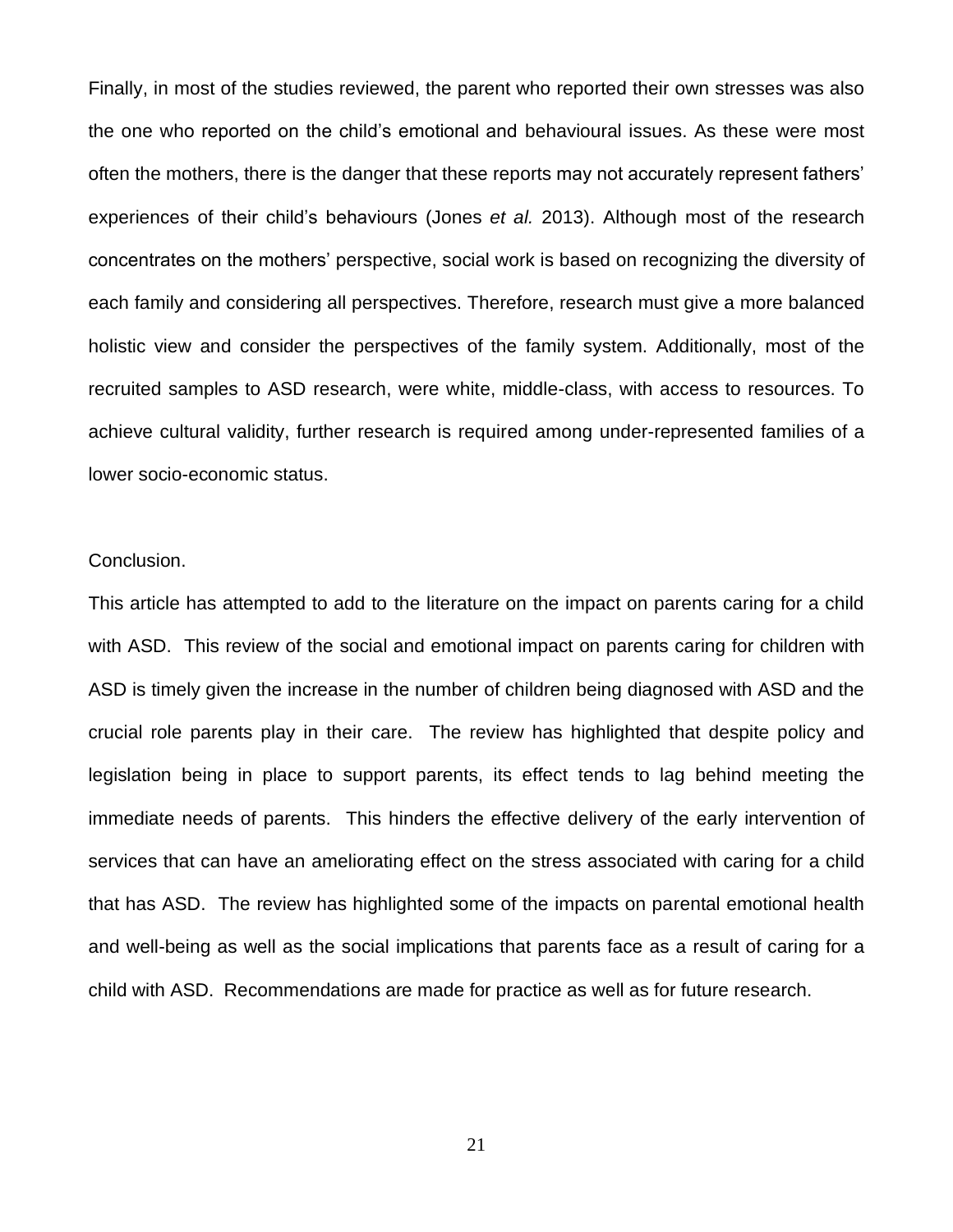Finally, in most of the studies reviewed, the parent who reported their own stresses was also the one who reported on the child's emotional and behavioural issues. As these were most often the mothers, there is the danger that these reports may not accurately represent fathers' experiences of their child's behaviours (Jones *et al.* 2013). Although most of the research concentrates on the mothers' perspective, social work is based on recognizing the diversity of each family and considering all perspectives. Therefore, research must give a more balanced holistic view and consider the perspectives of the family system. Additionally, most of the recruited samples to ASD research, were white, middle-class, with access to resources. To achieve cultural validity, further research is required among under-represented families of a lower socio-economic status.

## Conclusion.

This article has attempted to add to the literature on the impact on parents caring for a child with ASD. This review of the social and emotional impact on parents caring for children with ASD is timely given the increase in the number of children being diagnosed with ASD and the crucial role parents play in their care. The review has highlighted that despite policy and legislation being in place to support parents, its effect tends to lag behind meeting the immediate needs of parents. This hinders the effective delivery of the early intervention of services that can have an ameliorating effect on the stress associated with caring for a child that has ASD. The review has highlighted some of the impacts on parental emotional health and well-being as well as the social implications that parents face as a result of caring for a child with ASD. Recommendations are made for practice as well as for future research.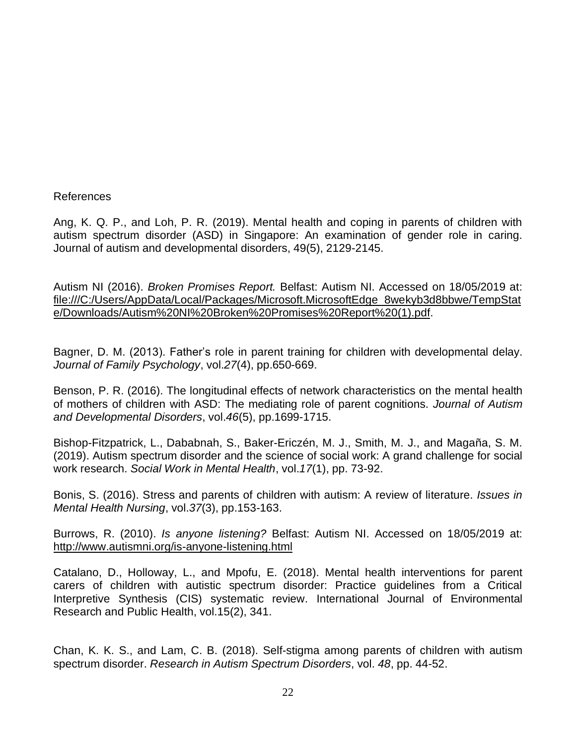References

Ang, K. Q. P., and Loh, P. R. (2019). Mental health and coping in parents of children with autism spectrum disorder (ASD) in Singapore: An examination of gender role in caring. Journal of autism and developmental disorders, 49(5), 2129-2145.

Autism NI (2016). *Broken Promises Report.* Belfast: Autism NI. Accessed on 18/05/2019 at: file:///C:/Users/AppData/Local/Packages/Microsoft.MicrosoftEdge_8wekyb3d8bbwe/TempState/Downloads/Autism%20NI%20Broken%20Promises%20Report%20(1).pdf.

Bagner, D. M. (2013). Father's role in parent training for children with developmental delay. *Journal of Family Psychology*, vol.*27*(4), pp.650-669.

Benson, P. R. (2016). The longitudinal effects of network characteristics on the mental health of mothers of children with ASD: The mediating role of parent cognitions. *Journal of Autism and Developmental Disorders*, vol.*46*(5), pp.1699-1715.

Bishop-Fitzpatrick, L., Dababnah, S., Baker-Ericzén, M. J., Smith, M. J., and Magaña, S. M. (2019). Autism spectrum disorder and the science of social work: A grand challenge for social work research. *Social Work in Mental Health*, vol.*17*(1), pp. 73-92.

Bonis, S. (2016). Stress and parents of children with autism: A review of literature. *Issues in Mental Health Nursing*, vol.*37*(3), pp.153-163.

Burrows, R. (2010). *Is anyone listening?* Belfast: Autism NI. Accessed on 18/05/2019 at: http://www.autismni.org/is-anyone-listening.html

Catalano, D., Holloway, L., and Mpofu, E. (2018). Mental health interventions for parent carers of children with autistic spectrum disorder: Practice guidelines from a Critical Interpretive Synthesis (CIS) systematic review. International Journal of Environmental Research and Public Health, vol.15(2), 341.

Chan, K. K. S., and Lam, C. B. (2018). Self-stigma among parents of children with autism spectrum disorder. *Research in Autism Spectrum Disorders*, vol. *48*, pp. 44-52.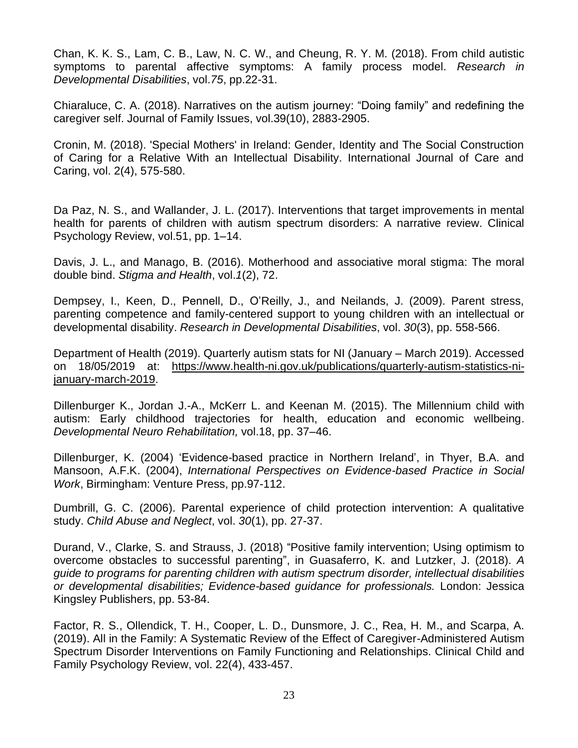Chan, K. K. S., Lam, C. B., Law, N. C. W., and Cheung, R. Y. M. (2018). From child autistic symptoms to parental affective symptoms: A family process model. *Research in Developmental Disabilities*, vol.*75*, pp.22-31.

Chiaraluce, C. A. (2018). Narratives on the autism journey: "Doing family" and redefining the caregiver self. Journal of Family Issues, vol.39(10), 2883-2905.

Cronin, M. (2018). 'Special Mothers' in Ireland: Gender, Identity and The Social Construction of Caring for a Relative With an Intellectual Disability. International Journal of Care and Caring, vol. 2(4), 575-580.

Da Paz, N. S., and Wallander, J. L. (2017). Interventions that target improvements in mental health for parents of children with autism spectrum disorders: A narrative review. Clinical Psychology Review, vol.51, pp. 1–14.

Davis, J. L., and Manago, B. (2016). Motherhood and associative moral stigma: The moral double bind. *Stigma and Health*, vol.*1*(2), 72.

Dempsey, I., Keen, D., Pennell, D., O'Reilly, J., and Neilands, J. (2009). Parent stress, parenting competence and family-centered support to young children with an intellectual or developmental disability. *Research in Developmental Disabilities*, vol. *30*(3), pp. 558-566.

Department of Health (2019). Quarterly autism stats for NI (January – March 2019). Accessed on 18/05/2019 at: https://www.health-ni.gov.uk/publications/quarterly-autism-statistics-ni-january-march-2019.

Dillenburger K., Jordan J.-A., McKerr L. and Keenan M. (2015). The Millennium child with autism: Early childhood trajectories for health, education and economic wellbeing. *Developmental Neuro Rehabilitation,* vol.18, pp. 37–46.

Dillenburger, K. (2004) 'Evidence-based practice in Northern Ireland', in Thyer, B.A. and Mansoon, A.F.K. (2004), *International Perspectives on Evidence-based Practice in Social Work*, Birmingham: Venture Press, pp.97-112.

Dumbrill, G. C. (2006). Parental experience of child protection intervention: A qualitative study. *Child Abuse and Neglect*, vol. *30*(1), pp. 27-37.

Durand, V., Clarke, S. and Strauss, J. (2018) "Positive family intervention; Using optimism to overcome obstacles to successful parenting", in Guasaferro, K. and Lutzker, J. (2018). *A guide to programs for parenting children with autism spectrum disorder, intellectual disabilities or developmental disabilities; Evidence-based guidance for professionals.* London: Jessica Kingsley Publishers, pp. 53-84.

Factor, R. S., Ollendick, T. H., Cooper, L. D., Dunsmore, J. C., Rea, H. M., and Scarpa, A. (2019). All in the Family: A Systematic Review of the Effect of Caregiver-Administered Autism Spectrum Disorder Interventions on Family Functioning and Relationships. Clinical Child and Family Psychology Review, vol. 22(4), 433-457.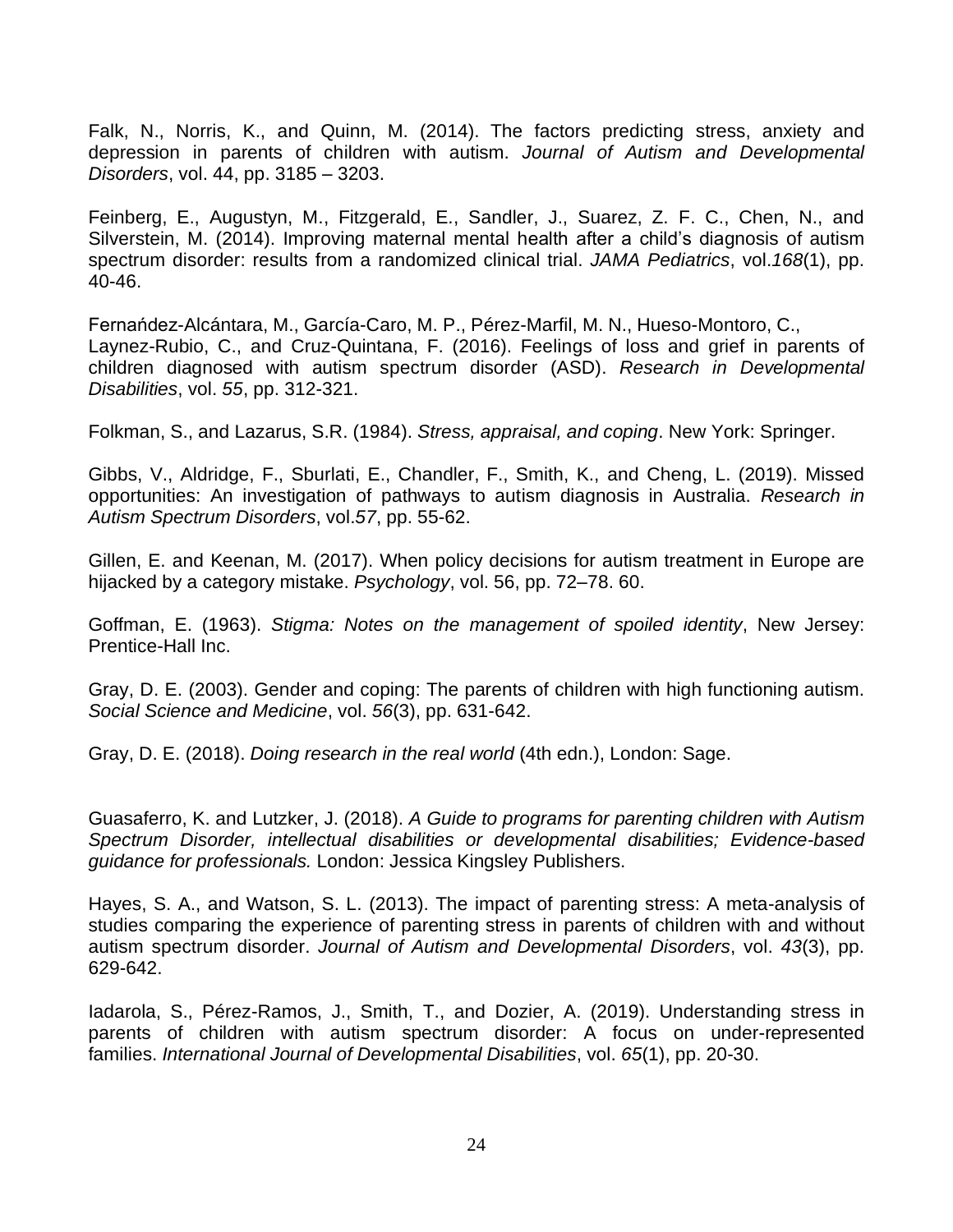Falk, N., Norris, K., and Quinn, M. (2014). The factors predicting stress, anxiety and depression in parents of children with autism. *Journal of Autism and Developmental Disorders*, vol. 44, pp. 3185 – 3203.

Feinberg, E., Augustyn, M., Fitzgerald, E., Sandler, J., Suarez, Z. F. C., Chen, N., and Silverstein, M. (2014). Improving maternal mental health after a child's diagnosis of autism spectrum disorder: results from a randomized clinical trial. *JAMA Pediatrics*, vol.*168*(1), pp. 40-46.

Fernańdez-Alcántara, M., García-Caro, M. P., Pérez-Marfil, M. N., Hueso-Montoro, C., Laynez-Rubio, C., and Cruz-Quintana, F. (2016). Feelings of loss and grief in parents of children diagnosed with autism spectrum disorder (ASD). *Research in Developmental Disabilities*, vol. *55*, pp. 312-321.

Folkman, S., and Lazarus, S.R. (1984). *Stress, appraisal, and coping*. New York: Springer.

Gibbs, V., Aldridge, F., Sburlati, E., Chandler, F., Smith, K., and Cheng, L. (2019). Missed opportunities: An investigation of pathways to autism diagnosis in Australia. *Research in Autism Spectrum Disorders*, vol.*57*, pp. 55-62.

Gillen, E. and Keenan, M. (2017). When policy decisions for autism treatment in Europe are hijacked by a category mistake. *Psychology*, vol. 56, pp. 72–78. 60.

Goffman, E. (1963). *Stigma: Notes on the management of spoiled identity*, New Jersey: Prentice-Hall Inc.

Gray, D. E. (2003). Gender and coping: The parents of children with high functioning autism. *Social Science and Medicine*, vol. *56*(3), pp. 631-642.

Gray, D. E. (2018). *Doing research in the real world* (4th edn.), London: Sage.

Guasaferro, K. and Lutzker, J. (2018). *A Guide to programs for parenting children with Autism Spectrum Disorder, intellectual disabilities or developmental disabilities; Evidence-based guidance for professionals.* London: Jessica Kingsley Publishers.

Hayes, S. A., and Watson, S. L. (2013). The impact of parenting stress: A meta-analysis of studies comparing the experience of parenting stress in parents of children with and without autism spectrum disorder. *Journal of Autism and Developmental Disorders*, vol. *43*(3), pp. 629-642.

Iadarola, S., Pérez-Ramos, J., Smith, T., and Dozier, A. (2019). Understanding stress in parents of children with autism spectrum disorder: A focus on under-represented families. *International Journal of Developmental Disabilities*, vol. *65*(1), pp. 20-30.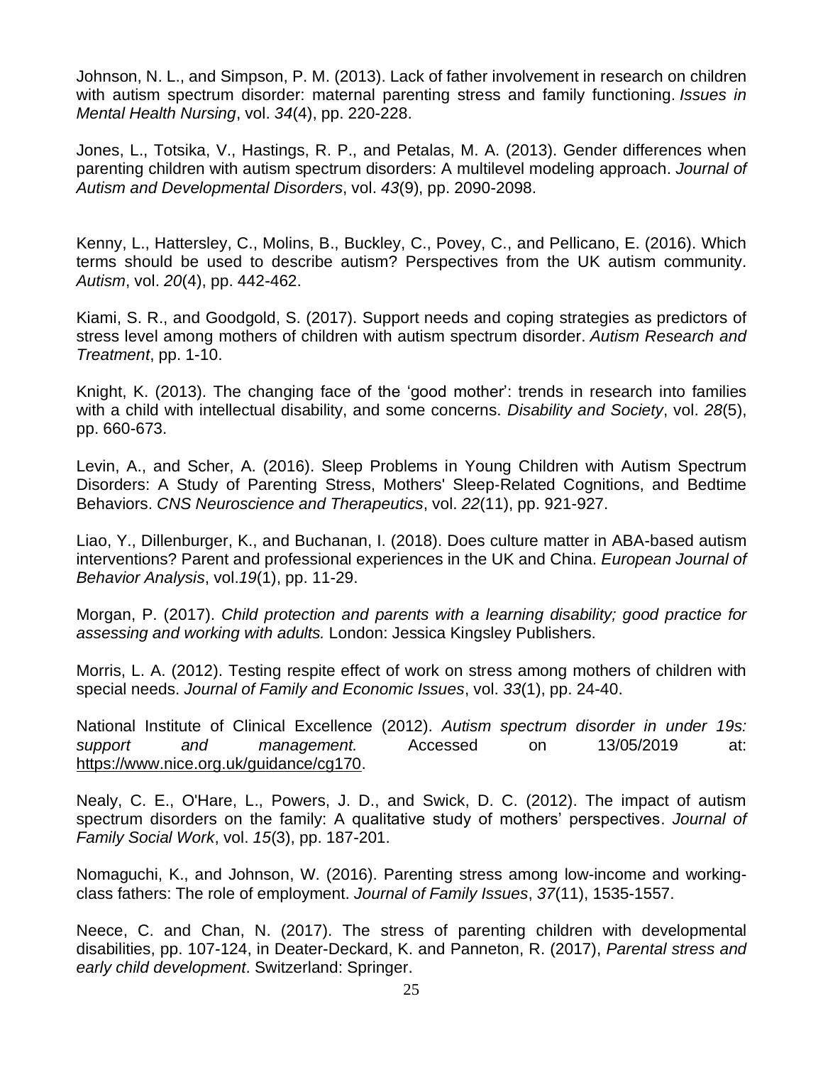Johnson, N. L., and Simpson, P. M. (2013). Lack of father involvement in research on children with autism spectrum disorder: maternal parenting stress and family functioning. *Issues in Mental Health Nursing*, vol. *34*(4), pp. 220-228.

Jones, L., Totsika, V., Hastings, R. P., and Petalas, M. A. (2013). Gender differences when parenting children with autism spectrum disorders: A multilevel modeling approach. *Journal of Autism and Developmental Disorders*, vol. *43*(9), pp. 2090-2098.

Kenny, L., Hattersley, C., Molins, B., Buckley, C., Povey, C., and Pellicano, E. (2016). Which terms should be used to describe autism? Perspectives from the UK autism community. *Autism*, vol. *20*(4), pp. 442-462.

Kiami, S. R., and Goodgold, S. (2017). Support needs and coping strategies as predictors of stress level among mothers of children with autism spectrum disorder. *Autism Research and Treatment*, pp. 1-10.

Knight, K. (2013). The changing face of the 'good mother': trends in research into families with a child with intellectual disability, and some concerns. *Disability and Society*, vol. *28*(5), pp. 660-673.

Levin, A., and Scher, A. (2016). Sleep Problems in Young Children with Autism Spectrum Disorders: A Study of Parenting Stress, Mothers' Sleep-Related Cognitions, and Bedtime Behaviors. *CNS Neuroscience and Therapeutics*, vol. *22*(11), pp. 921-927.

Liao, Y., Dillenburger, K., and Buchanan, I. (2018). Does culture matter in ABA-based autism interventions? Parent and professional experiences in the UK and China. *European Journal of Behavior Analysis*, vol.*19*(1), pp. 11-29.

Morgan, P. (2017). *Child protection and parents with a learning disability; good practice for assessing and working with adults.* London: Jessica Kingsley Publishers.

Morris, L. A. (2012). Testing respite effect of work on stress among mothers of children with special needs. *Journal of Family and Economic Issues*, vol. *33*(1), pp. 24-40.

National Institute of Clinical Excellence (2012). *Autism spectrum disorder in under 19s: support and management.* Accessed on 13/05/2019 at: https://www.nice.org.uk/guidance/cg170.

Nealy, C. E., O'Hare, L., Powers, J. D., and Swick, D. C. (2012). The impact of autism spectrum disorders on the family: A qualitative study of mothers' perspectives. *Journal of Family Social Work*, vol. *15*(3), pp. 187-201.

Nomaguchi, K., and Johnson, W. (2016). Parenting stress among low-income and working-class fathers: The role of employment. *Journal of Family Issues*, *37*(11), 1535-1557.

Neece, C. and Chan, N. (2017). The stress of parenting children with developmental disabilities, pp. 107-124, in Deater-Deckard, K. and Panneton, R. (2017), *Parental stress and early child development*. Switzerland: Springer.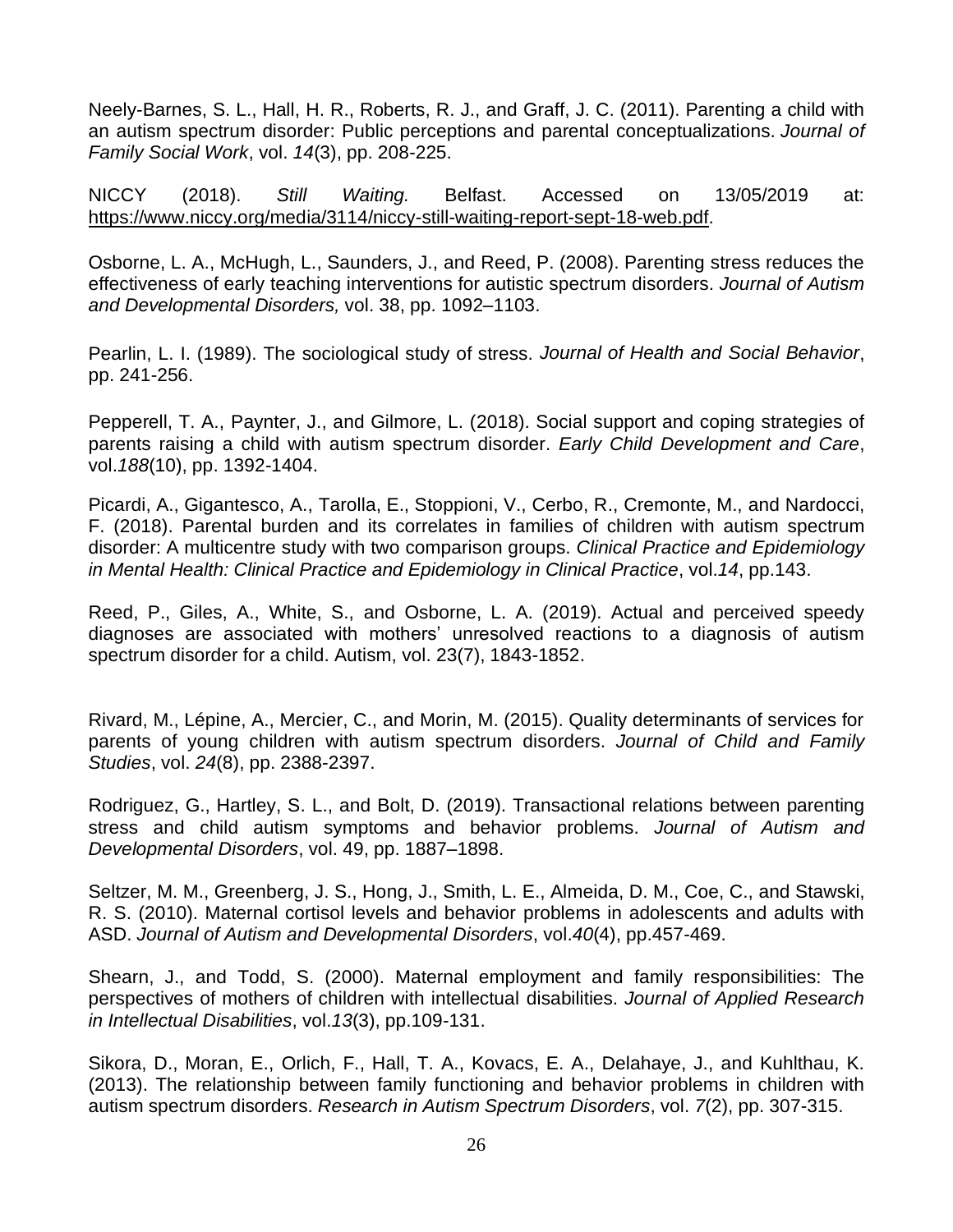Neely-Barnes, S. L., Hall, H. R., Roberts, R. J., and Graff, J. C. (2011). Parenting a child with an autism spectrum disorder: Public perceptions and parental conceptualizations. *Journal of Family Social Work*, vol. *14*(3), pp. 208-225.

NICCY (2018). *Still Waiting.* Belfast. Accessed on 13/05/2019 at: https://www.niccy.org/media/3114/niccy-still-waiting-report-sept-18-web.pdf.

Osborne, L. A., McHugh, L., Saunders, J., and Reed, P. (2008). Parenting stress reduces the effectiveness of early teaching interventions for autistic spectrum disorders. *Journal of Autism and Developmental Disorders,* vol. 38, pp. 1092–1103.

Pearlin, L. I. (1989). The sociological study of stress. *Journal of Health and Social Behavior*, pp. 241-256.

Pepperell, T. A., Paynter, J., and Gilmore, L. (2018). Social support and coping strategies of parents raising a child with autism spectrum disorder. *Early Child Development and Care*, vol.*188*(10), pp. 1392-1404.

Picardi, A., Gigantesco, A., Tarolla, E., Stoppioni, V., Cerbo, R., Cremonte, M., and Nardocci, F. (2018). Parental burden and its correlates in families of children with autism spectrum disorder: A multicentre study with two comparison groups. *Clinical Practice and Epidemiology in Mental Health: Clinical Practice and Epidemiology in Clinical Practice*, vol.*14*, pp.143.

Reed, P., Giles, A., White, S., and Osborne, L. A. (2019). Actual and perceived speedy diagnoses are associated with mothers' unresolved reactions to a diagnosis of autism spectrum disorder for a child. Autism, vol. 23(7), 1843-1852.

Rivard, M., Lépine, A., Mercier, C., and Morin, M. (2015). Quality determinants of services for parents of young children with autism spectrum disorders. *Journal of Child and Family Studies*, vol. *24*(8), pp. 2388-2397.

Rodriguez, G., Hartley, S. L., and Bolt, D. (2019). Transactional relations between parenting stress and child autism symptoms and behavior problems. *Journal of Autism and Developmental Disorders*, vol. 49, pp. 1887–1898.

Seltzer, M. M., Greenberg, J. S., Hong, J., Smith, L. E., Almeida, D. M., Coe, C., and Stawski, R. S. (2010). Maternal cortisol levels and behavior problems in adolescents and adults with ASD. *Journal of Autism and Developmental Disorders*, vol.*40*(4), pp.457-469.

Shearn, J., and Todd, S. (2000). Maternal employment and family responsibilities: The perspectives of mothers of children with intellectual disabilities. *Journal of Applied Research in Intellectual Disabilities*, vol.*13*(3), pp.109-131.

Sikora, D., Moran, E., Orlich, F., Hall, T. A., Kovacs, E. A., Delahaye, J., and Kuhlthau, K. (2013). The relationship between family functioning and behavior problems in children with autism spectrum disorders. *Research in Autism Spectrum Disorders*, vol. *7*(2), pp. 307-315.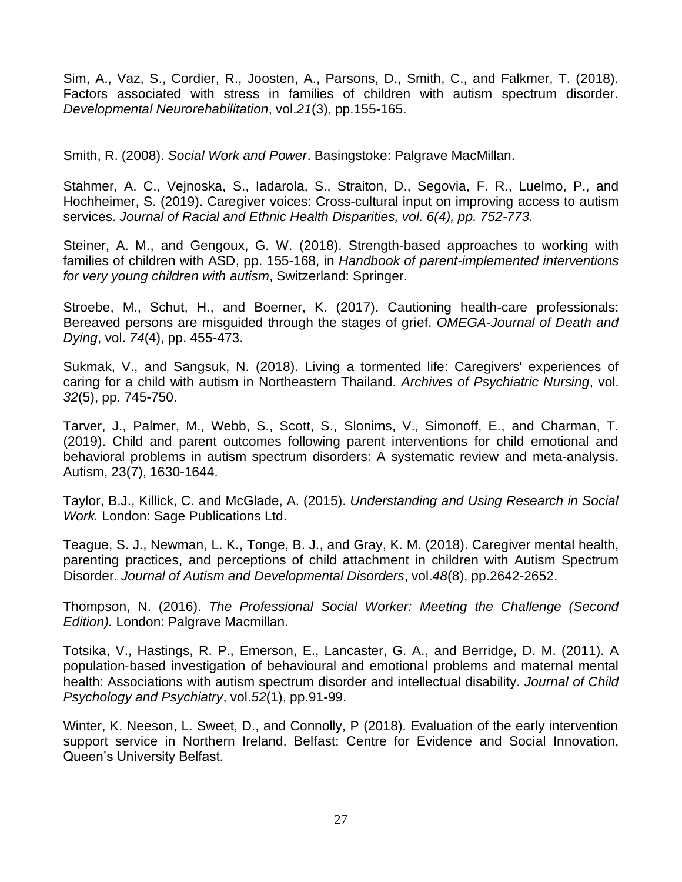Sim, A., Vaz, S., Cordier, R., Joosten, A., Parsons, D., Smith, C., and Falkmer, T. (2018). Factors associated with stress in families of children with autism spectrum disorder. *Developmental Neurorehabilitation*, vol.*21*(3), pp.155-165.

Smith, R. (2008). *Social Work and Power*. Basingstoke: Palgrave MacMillan.

Stahmer, A. C., Vejnoska, S., Iadarola, S., Straiton, D., Segovia, F. R., Luelmo, P., and Hochheimer, S. (2019). Caregiver voices: Cross-cultural input on improving access to autism services. *Journal of Racial and Ethnic Health Disparities, vol. 6(4), pp. 752-773.*

Steiner, A. M., and Gengoux, G. W. (2018). Strength-based approaches to working with families of children with ASD, pp. 155-168, in *Handbook of parent-implemented interventions for very young children with autism*, Switzerland: Springer.

Stroebe, M., Schut, H., and Boerner, K. (2017). Cautioning health-care professionals: Bereaved persons are misguided through the stages of grief. *OMEGA-Journal of Death and Dying*, vol. *74*(4), pp. 455-473.

Sukmak, V., and Sangsuk, N. (2018). Living a tormented life: Caregivers' experiences of caring for a child with autism in Northeastern Thailand. *Archives of Psychiatric Nursing*, vol. *32*(5), pp. 745-750.

Tarver, J., Palmer, M., Webb, S., Scott, S., Slonims, V., Simonoff, E., and Charman, T. (2019). Child and parent outcomes following parent interventions for child emotional and behavioral problems in autism spectrum disorders: A systematic review and meta-analysis. Autism, 23(7), 1630-1644.

Taylor, B.J., Killick, C. and McGlade, A. (2015). *Understanding and Using Research in Social Work.* London: Sage Publications Ltd.

Teague, S. J., Newman, L. K., Tonge, B. J., and Gray, K. M. (2018). Caregiver mental health, parenting practices, and perceptions of child attachment in children with Autism Spectrum Disorder. *Journal of Autism and Developmental Disorders*, vol.*48*(8), pp.2642-2652.

Thompson, N. (2016). *The Professional Social Worker: Meeting the Challenge (Second Edition).* London: Palgrave Macmillan.

Totsika, V., Hastings, R. P., Emerson, E., Lancaster, G. A., and Berridge, D. M. (2011). A population-based investigation of behavioural and emotional problems and maternal mental health: Associations with autism spectrum disorder and intellectual disability. *Journal of Child Psychology and Psychiatry*, vol.*52*(1), pp.91-99.

Winter, K. Neeson, L. Sweet, D., and Connolly, P (2018). Evaluation of the early intervention support service in Northern Ireland. Belfast: Centre for Evidence and Social Innovation, Queen's University Belfast.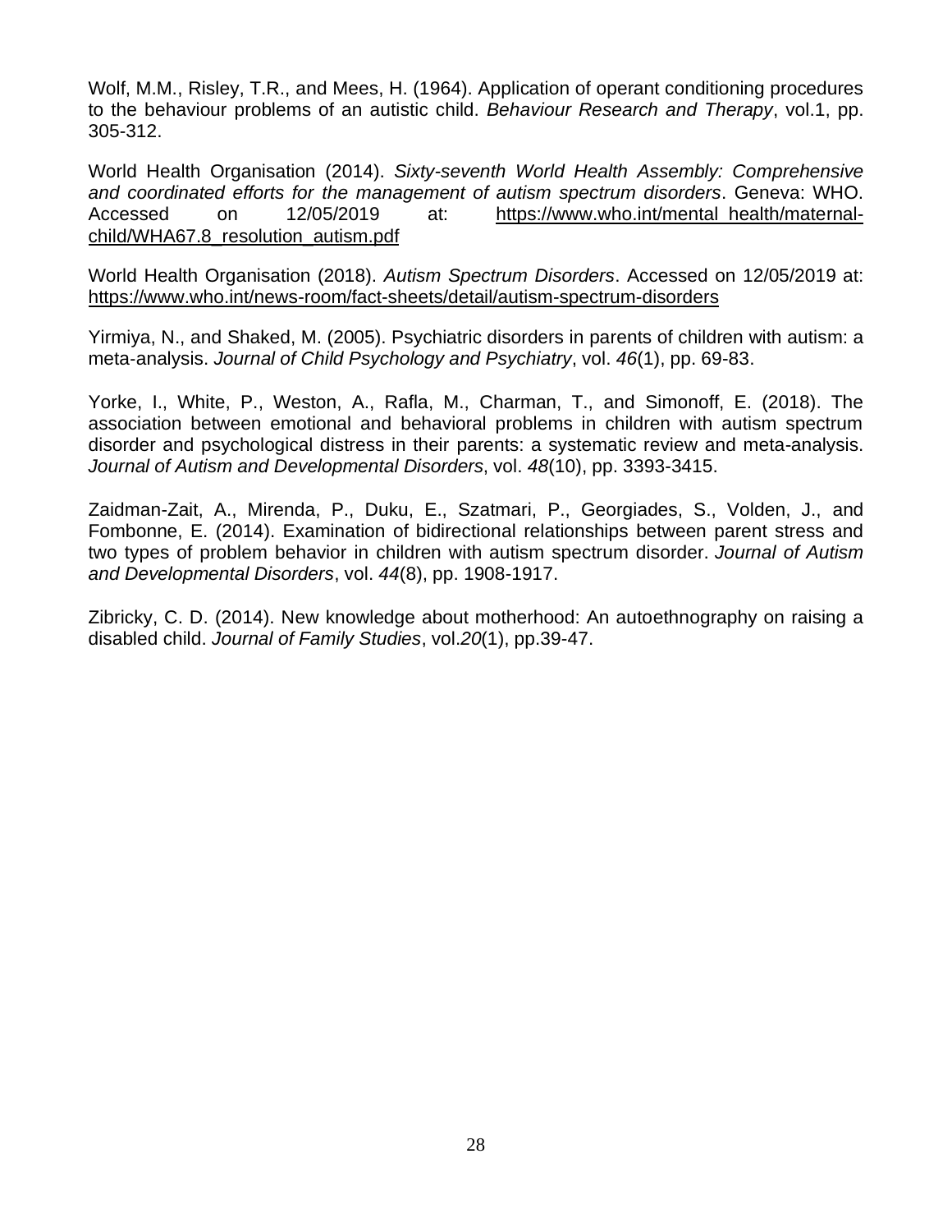Wolf, M.M., Risley, T.R., and Mees, H. (1964). Application of operant conditioning procedures to the behaviour problems of an autistic child. *Behaviour Research and Therapy*, vol.1, pp. 305-312.

World Health Organisation (2014). *Sixty-seventh World Health Assembly: Comprehensive and coordinated efforts for the management of autism spectrum disorders*. Geneva: WHO. Accessed on 12/05/2019 at: https://www.who.int/mental_health/maternal-child/WHA67.8_resolution_autism.pdf

World Health Organisation (2018). *Autism Spectrum Disorders*. Accessed on 12/05/2019 at: https://www.who.int/news-room/fact-sheets/detail/autism-spectrum-disorders

Yirmiya, N., and Shaked, M. (2005). Psychiatric disorders in parents of children with autism: a meta-analysis. *Journal of Child Psychology and Psychiatry*, vol. *46*(1), pp. 69-83.

Yorke, I., White, P., Weston, A., Rafla, M., Charman, T., and Simonoff, E. (2018). The association between emotional and behavioral problems in children with autism spectrum disorder and psychological distress in their parents: a systematic review and meta-analysis. *Journal of Autism and Developmental Disorders*, vol. *48*(10), pp. 3393-3415.

Zaidman-Zait, A., Mirenda, P., Duku, E., Szatmari, P., Georgiades, S., Volden, J., and Fombonne, E. (2014). Examination of bidirectional relationships between parent stress and two types of problem behavior in children with autism spectrum disorder. *Journal of Autism and Developmental Disorders*, vol. *44*(8), pp. 1908-1917.

Zibricky, C. D. (2014). New knowledge about motherhood: An autoethnography on raising a disabled child. *Journal of Family Studies*, vol.*20*(1), pp.39-47.